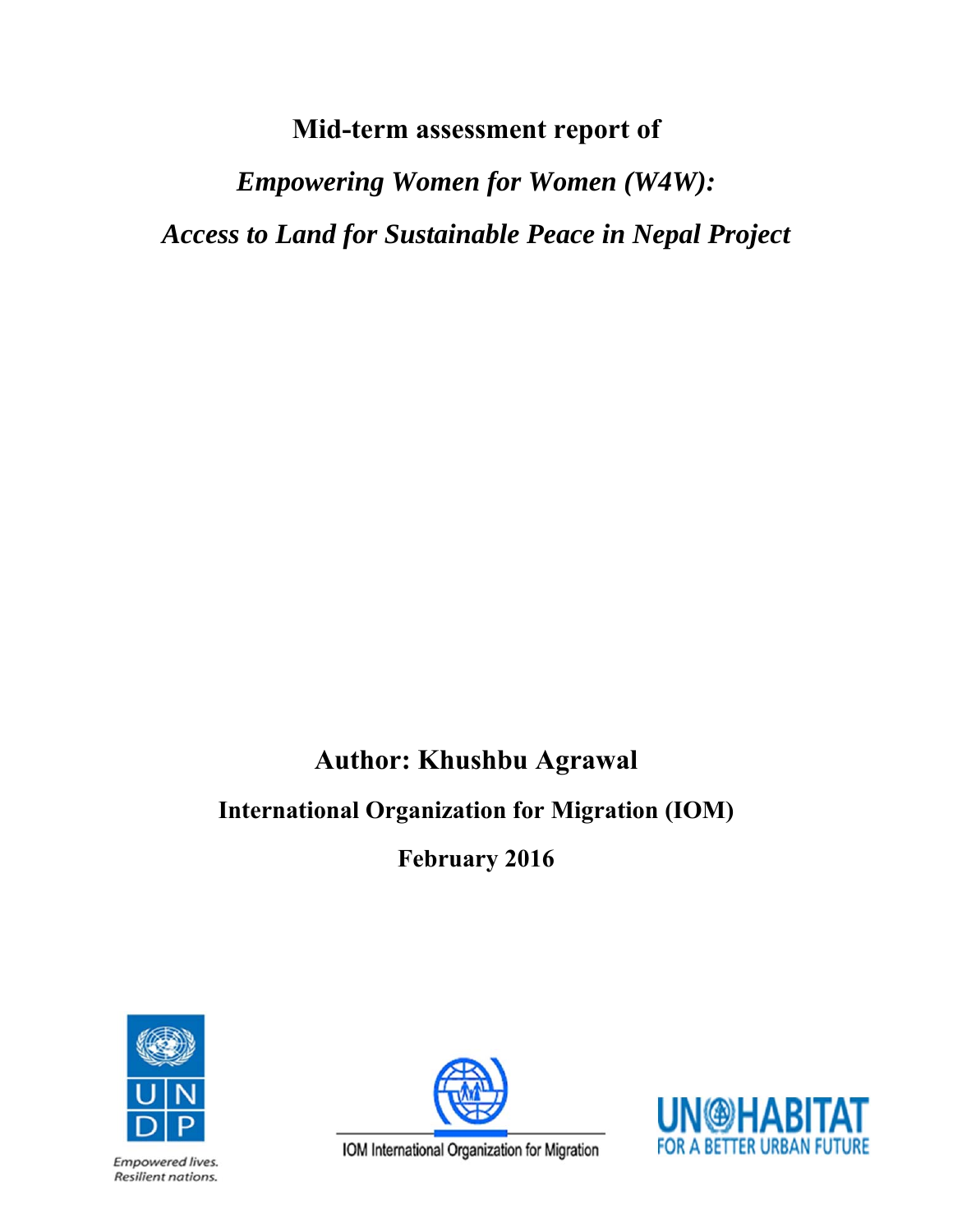# Mid-term assessment report of

## *Empowering Women for Women (W4W): Access to Land for Sustainable Peace in Nepal Project*

**Author: Khushbu Agrawal**

**International Organization for Migration (IOM)**

**February 2016**

Empowered lives.
Resilient nations.

IOM International Organization for Migration

UN-HABITAT
FOR A BETTER URBAN FUTURE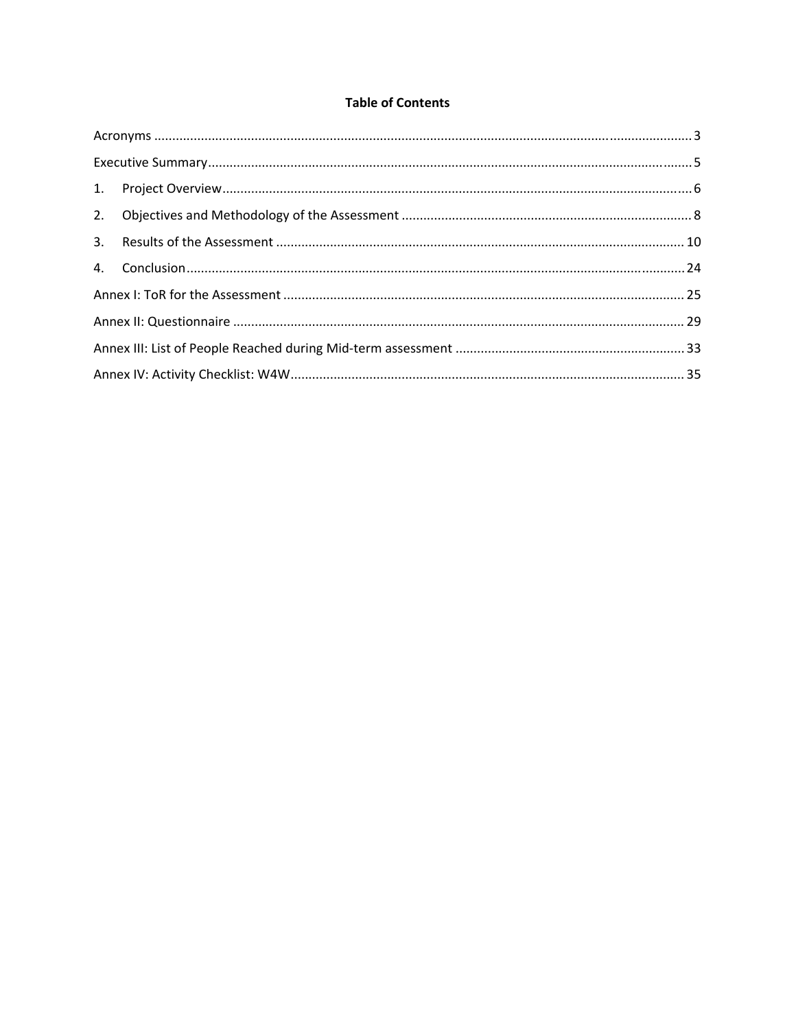# Table of Contents

Acronyms ........................................................................................................................................ 3

Executive Summary ......................................................................................................................... 5

1. Project Overview ......................................................................................................................... 6
2. Objectives and Methodology of the Assessment ........................................................................ 8
3. Results of the Assessment ......................................................................................................... 10
4. Conclusion .................................................................................................................................. 24

Annex I: ToR for the Assessment .................................................................................................. 25

Annex II: Questionnaire ................................................................................................................. 29

Annex III: List of People Reached during Mid-term assessment ................................................... 33

Annex IV: Activity Checklist: W4W ................................................................................................ 35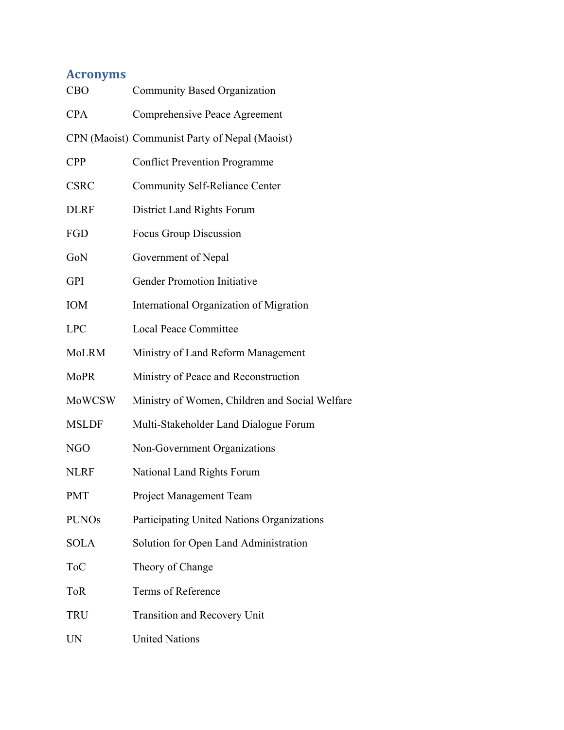## Acronyms

| | |
|---|---|
| CBO | Community Based Organization |
| CPA | Comprehensive Peace Agreement |
| CPN (Maoist) | Communist Party of Nepal (Maoist) |
| CPP | Conflict Prevention Programme |
| CSRC | Community Self-Reliance Center |
| DLRF | District Land Rights Forum |
| FGD | Focus Group Discussion |
| GoN | Government of Nepal |
| GPI | Gender Promotion Initiative |
| IOM | International Organization of Migration |
| LPC | Local Peace Committee |
| MoLRM | Ministry of Land Reform Management |
| MoPR | Ministry of Peace and Reconstruction |
| MoWCSW | Ministry of Women, Children and Social Welfare |
| MSLDF | Multi-Stakeholder Land Dialogue Forum |
| NGO | Non-Government Organizations |
| NLRF | National Land Rights Forum |
| PMT | Project Management Team |
| PUNOs | Participating United Nations Organizations |
| SOLA | Solution for Open Land Administration |
| ToC | Theory of Change |
| ToR | Terms of Reference |
| TRU | Transition and Recovery Unit |
| UN | United Nations |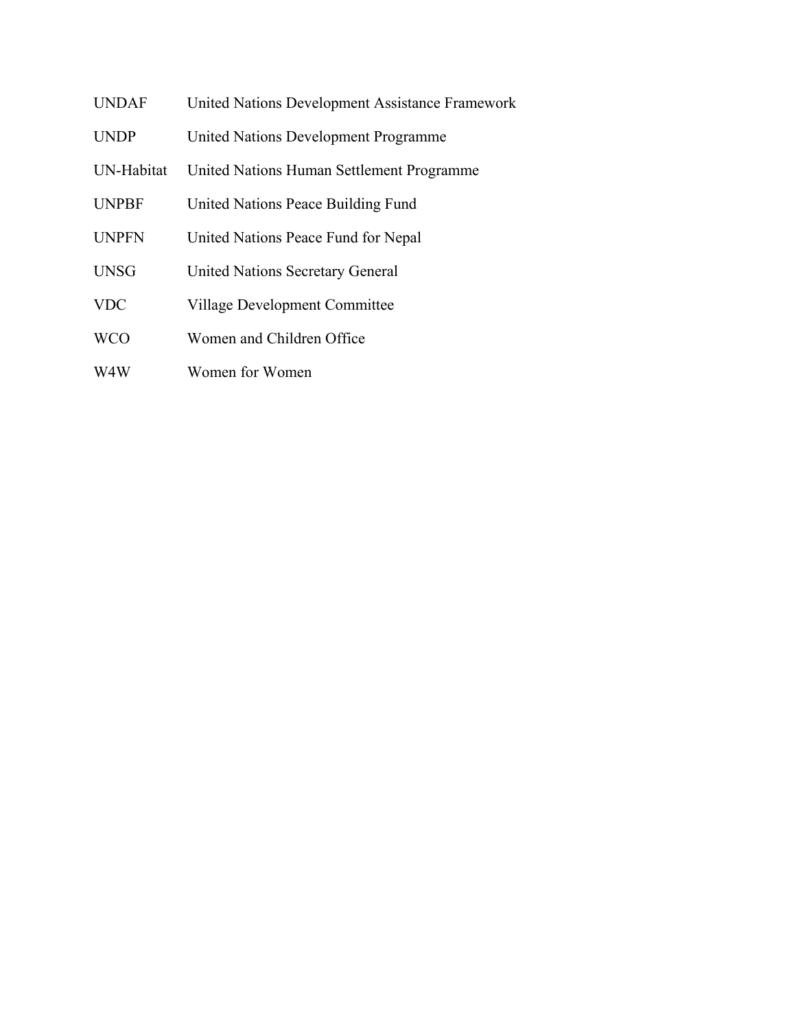| | |
|---|---|
| UNDAF | United Nations Development Assistance Framework |
| UNDP | United Nations Development Programme |
| UN-Habitat | United Nations Human Settlement Programme |
| UNPBF | United Nations Peace Building Fund |
| UNPFN | United Nations Peace Fund for Nepal |
| UNSG | United Nations Secretary General |
| VDC | Village Development Committee |
| WCO | Women and Children Office |
| W4W | Women for Women |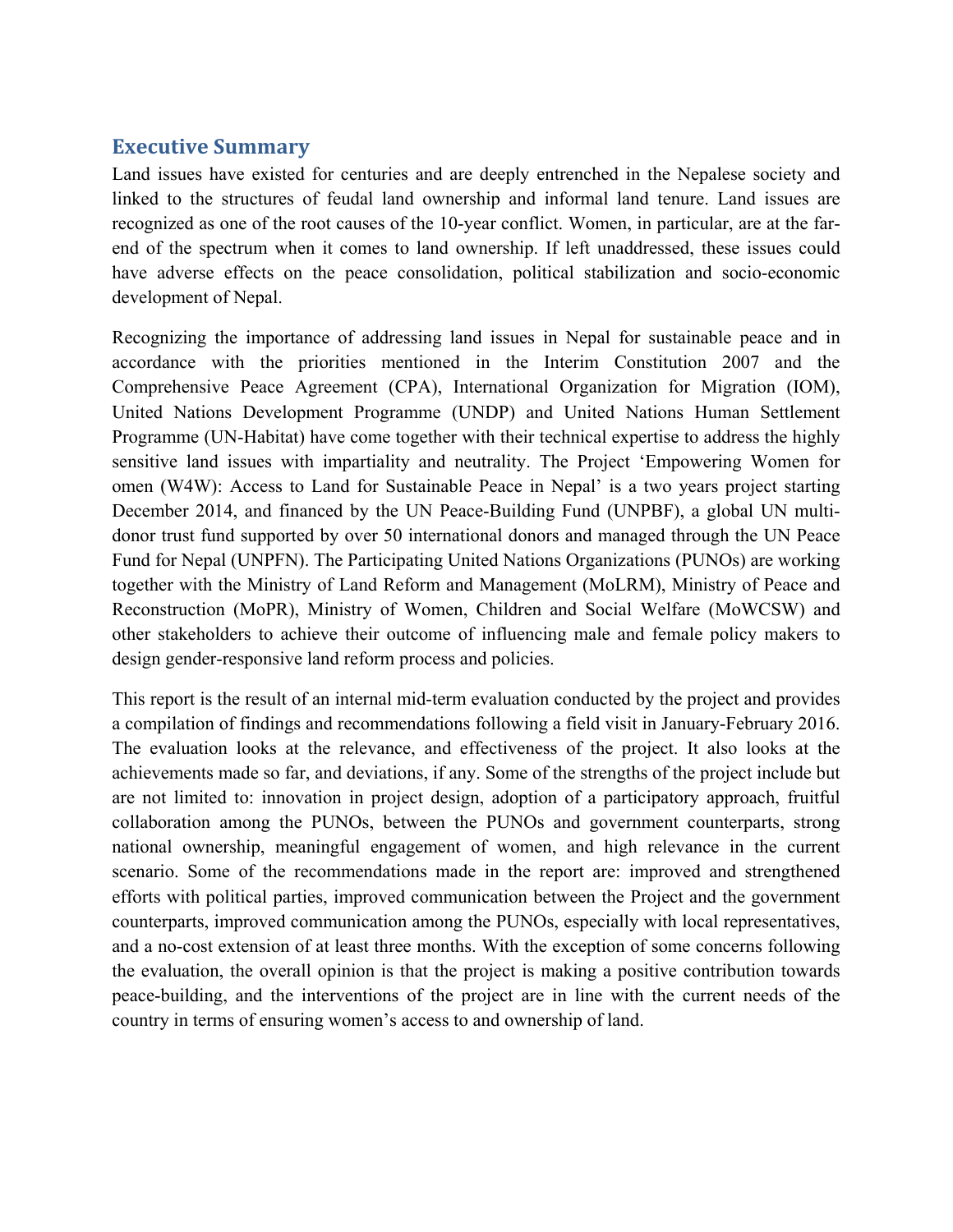## Executive Summary

Land issues have existed for centuries and are deeply entrenched in the Nepalese society and linked to the structures of feudal land ownership and informal land tenure. Land issues are recognized as one of the root causes of the 10-year conflict. Women, in particular, are at the far-end of the spectrum when it comes to land ownership. If left unaddressed, these issues could have adverse effects on the peace consolidation, political stabilization and socio-economic development of Nepal.

Recognizing the importance of addressing land issues in Nepal for sustainable peace and in accordance with the priorities mentioned in the Interim Constitution 2007 and the Comprehensive Peace Agreement (CPA), International Organization for Migration (IOM), United Nations Development Programme (UNDP) and United Nations Human Settlement Programme (UN-Habitat) have come together with their technical expertise to address the highly sensitive land issues with impartiality and neutrality. The Project 'Empowering Women for omen (W4W): Access to Land for Sustainable Peace in Nepal' is a two years project starting December 2014, and financed by the UN Peace-Building Fund (UNPBF), a global UN multi-donor trust fund supported by over 50 international donors and managed through the UN Peace Fund for Nepal (UNPFN). The Participating United Nations Organizations (PUNOs) are working together with the Ministry of Land Reform and Management (MoLRM), Ministry of Peace and Reconstruction (MoPR), Ministry of Women, Children and Social Welfare (MoWCSW) and other stakeholders to achieve their outcome of influencing male and female policy makers to design gender-responsive land reform process and policies.

This report is the result of an internal mid-term evaluation conducted by the project and provides a compilation of findings and recommendations following a field visit in January-February 2016. The evaluation looks at the relevance, and effectiveness of the project. It also looks at the achievements made so far, and deviations, if any. Some of the strengths of the project include but are not limited to: innovation in project design, adoption of a participatory approach, fruitful collaboration among the PUNOs, between the PUNOs and government counterparts, strong national ownership, meaningful engagement of women, and high relevance in the current scenario. Some of the recommendations made in the report are: improved and strengthened efforts with political parties, improved communication between the Project and the government counterparts, improved communication among the PUNOs, especially with local representatives, and a no-cost extension of at least three months. With the exception of some concerns following the evaluation, the overall opinion is that the project is making a positive contribution towards peace-building, and the interventions of the project are in line with the current needs of the country in terms of ensuring women's access to and ownership of land.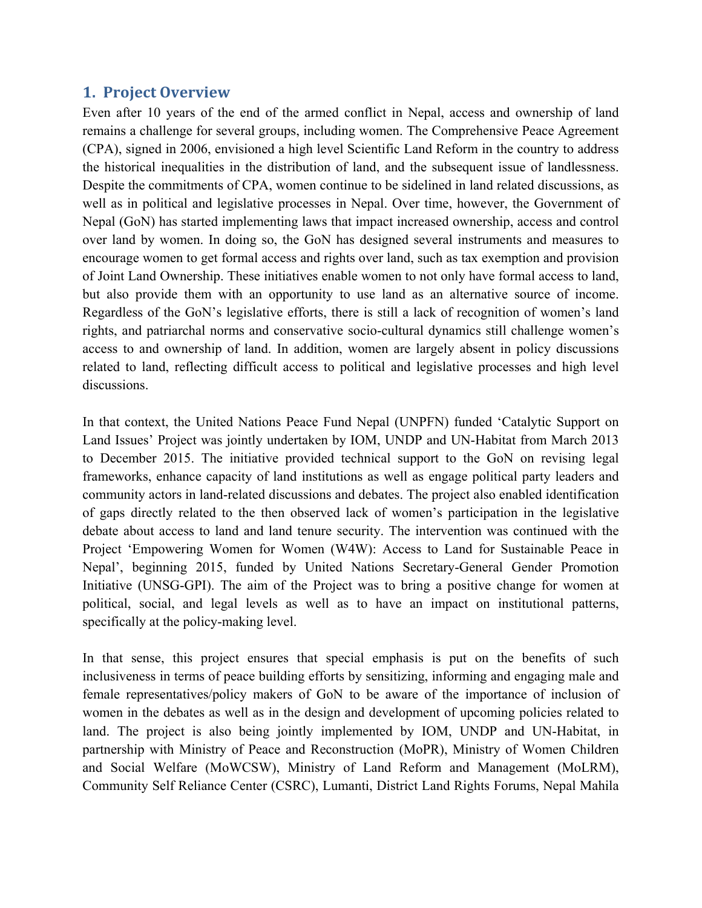## 1. Project Overview

Even after 10 years of the end of the armed conflict in Nepal, access and ownership of land remains a challenge for several groups, including women. The Comprehensive Peace Agreement (CPA), signed in 2006, envisioned a high level Scientific Land Reform in the country to address the historical inequalities in the distribution of land, and the subsequent issue of landlessness. Despite the commitments of CPA, women continue to be sidelined in land related discussions, as well as in political and legislative processes in Nepal. Over time, however, the Government of Nepal (GoN) has started implementing laws that impact increased ownership, access and control over land by women. In doing so, the GoN has designed several instruments and measures to encourage women to get formal access and rights over land, such as tax exemption and provision of Joint Land Ownership. These initiatives enable women to not only have formal access to land, but also provide them with an opportunity to use land as an alternative source of income. Regardless of the GoN's legislative efforts, there is still a lack of recognition of women's land rights, and patriarchal norms and conservative socio-cultural dynamics still challenge women's access to and ownership of land. In addition, women are largely absent in policy discussions related to land, reflecting difficult access to political and legislative processes and high level discussions.

In that context, the United Nations Peace Fund Nepal (UNPFN) funded 'Catalytic Support on Land Issues' Project was jointly undertaken by IOM, UNDP and UN-Habitat from March 2013 to December 2015. The initiative provided technical support to the GoN on revising legal frameworks, enhance capacity of land institutions as well as engage political party leaders and community actors in land-related discussions and debates. The project also enabled identification of gaps directly related to the then observed lack of women's participation in the legislative debate about access to land and land tenure security. The intervention was continued with the Project 'Empowering Women for Women (W4W): Access to Land for Sustainable Peace in Nepal', beginning 2015, funded by United Nations Secretary-General Gender Promotion Initiative (UNSG-GPI). The aim of the Project was to bring a positive change for women at political, social, and legal levels as well as to have an impact on institutional patterns, specifically at the policy-making level.

In that sense, this project ensures that special emphasis is put on the benefits of such inclusiveness in terms of peace building efforts by sensitizing, informing and engaging male and female representatives/policy makers of GoN to be aware of the importance of inclusion of women in the debates as well as in the design and development of upcoming policies related to land. The project is also being jointly implemented by IOM, UNDP and UN-Habitat, in partnership with Ministry of Peace and Reconstruction (MoPR), Ministry of Women Children and Social Welfare (MoWCSW), Ministry of Land Reform and Management (MoLRM), Community Self Reliance Center (CSRC), Lumanti, District Land Rights Forums, Nepal Mahila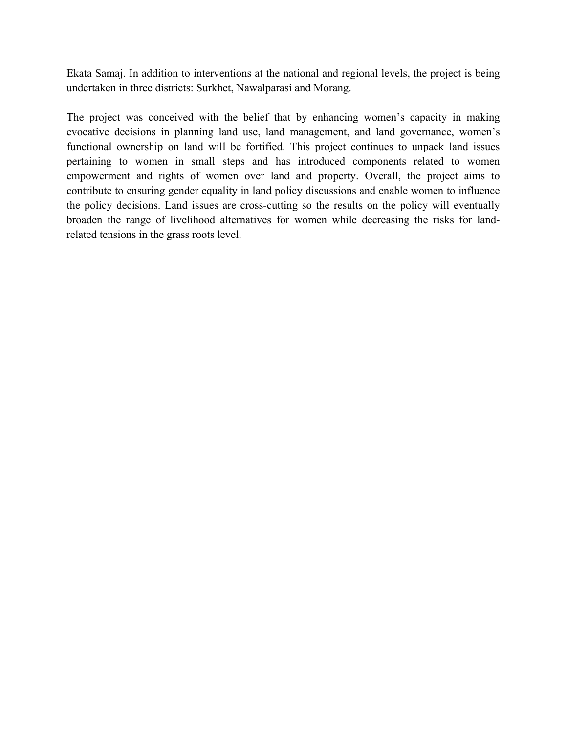Ekata Samaj. In addition to interventions at the national and regional levels, the project is being undertaken in three districts: Surkhet, Nawalparasi and Morang.

The project was conceived with the belief that by enhancing women's capacity in making evocative decisions in planning land use, land management, and land governance, women's functional ownership on land will be fortified. This project continues to unpack land issues pertaining to women in small steps and has introduced components related to women empowerment and rights of women over land and property. Overall, the project aims to contribute to ensuring gender equality in land policy discussions and enable women to influence the policy decisions. Land issues are cross-cutting so the results on the policy will eventually broaden the range of livelihood alternatives for women while decreasing the risks for land-related tensions in the grass roots level.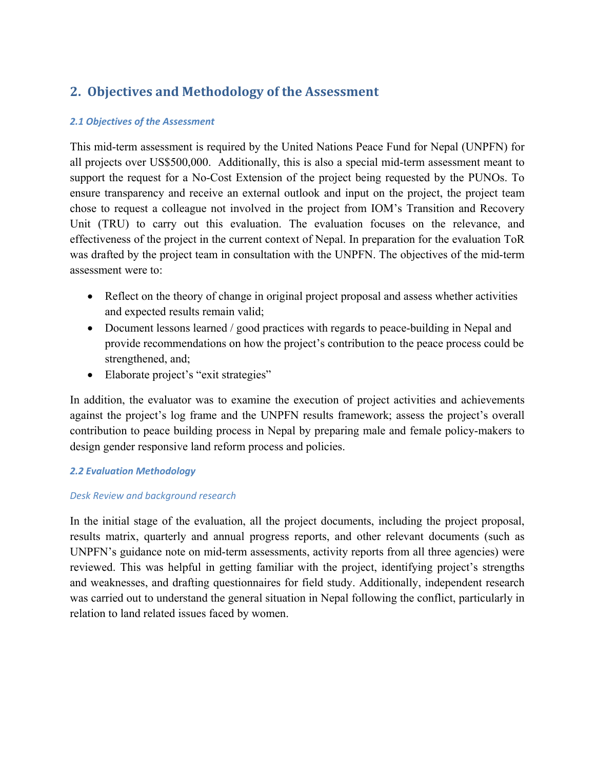## 2. Objectives and Methodology of the Assessment

### *2.1 Objectives of the Assessment*

This mid-term assessment is required by the United Nations Peace Fund for Nepal (UNPFN) for all projects over US$500,000. Additionally, this is also a special mid-term assessment meant to support the request for a No-Cost Extension of the project being requested by the PUNOs. To ensure transparency and receive an external outlook and input on the project, the project team chose to request a colleague not involved in the project from IOM's Transition and Recovery Unit (TRU) to carry out this evaluation. The evaluation focuses on the relevance, and effectiveness of the project in the current context of Nepal. In preparation for the evaluation ToR was drafted by the project team in consultation with the UNPFN. The objectives of the mid-term assessment were to:

- Reflect on the theory of change in original project proposal and assess whether activities and expected results remain valid;
- Document lessons learned / good practices with regards to peace-building in Nepal and provide recommendations on how the project's contribution to the peace process could be strengthened, and;
- Elaborate project's "exit strategies"

In addition, the evaluator was to examine the execution of project activities and achievements against the project's log frame and the UNPFN results framework; assess the project's overall contribution to peace building process in Nepal by preparing male and female policy-makers to design gender responsive land reform process and policies.

### *2.2 Evaluation Methodology*

*Desk Review and background research*

In the initial stage of the evaluation, all the project documents, including the project proposal, results matrix, quarterly and annual progress reports, and other relevant documents (such as UNPFN's guidance note on mid-term assessments, activity reports from all three agencies) were reviewed. This was helpful in getting familiar with the project, identifying project's strengths and weaknesses, and drafting questionnaires for field study. Additionally, independent research was carried out to understand the general situation in Nepal following the conflict, particularly in relation to land related issues faced by women.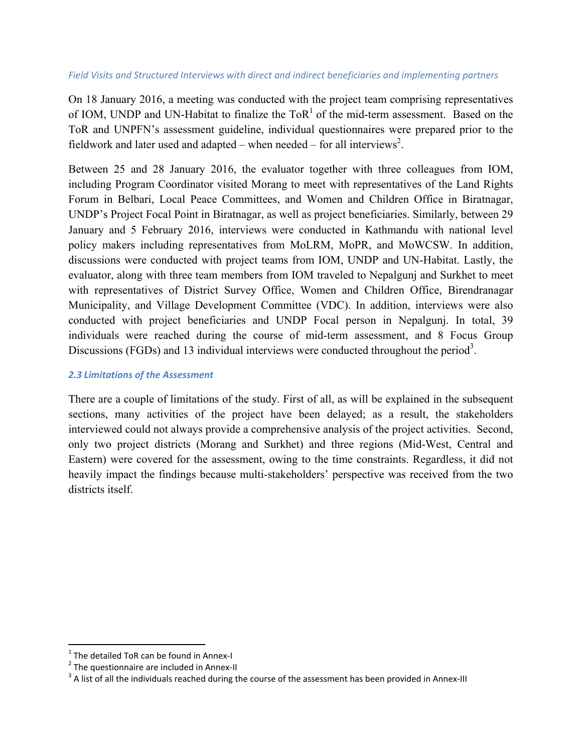*Field Visits and Structured Interviews with direct and indirect beneficiaries and implementing partners*

On 18 January 2016, a meeting was conducted with the project team comprising representatives of IOM, UNDP and UN-Habitat to finalize the ToR[1] of the mid-term assessment. Based on the ToR and UNPFN's assessment guideline, individual questionnaires were prepared prior to the fieldwork and later used and adapted – when needed – for all interviews[2].

Between 25 and 28 January 2016, the evaluator together with three colleagues from IOM, including Program Coordinator visited Morang to meet with representatives of the Land Rights Forum in Belbari, Local Peace Committees, and Women and Children Office in Biratnagar, UNDP's Project Focal Point in Biratnagar, as well as project beneficiaries. Similarly, between 29 January and 5 February 2016, interviews were conducted in Kathmandu with national level policy makers including representatives from MoLRM, MoPR, and MoWCSW. In addition, discussions were conducted with project teams from IOM, UNDP and UN-Habitat. Lastly, the evaluator, along with three team members from IOM traveled to Nepalgunj and Surkhet to meet with representatives of District Survey Office, Women and Children Office, Birendranagar Municipality, and Village Development Committee (VDC). In addition, interviews were also conducted with project beneficiaries and UNDP Focal person in Nepalgunj. In total, 39 individuals were reached during the course of mid-term assessment, and 8 Focus Group Discussions (FGDs) and 13 individual interviews were conducted throughout the period[3].

### 2.3 Limitations of the Assessment

There are a couple of limitations of the study. First of all, as will be explained in the subsequent sections, many activities of the project have been delayed; as a result, the stakeholders interviewed could not always provide a comprehensive analysis of the project activities. Second, only two project districts (Morang and Surkhet) and three regions (Mid-West, Central and Eastern) were covered for the assessment, owing to the time constraints. Regardless, it did not heavily impact the findings because multi-stakeholders' perspective was received from the two districts itself.

---

[1] The detailed ToR can be found in Annex-I

[2] The questionnaire are included in Annex-II

[3] A list of all the individuals reached during the course of the assessment has been provided in Annex-III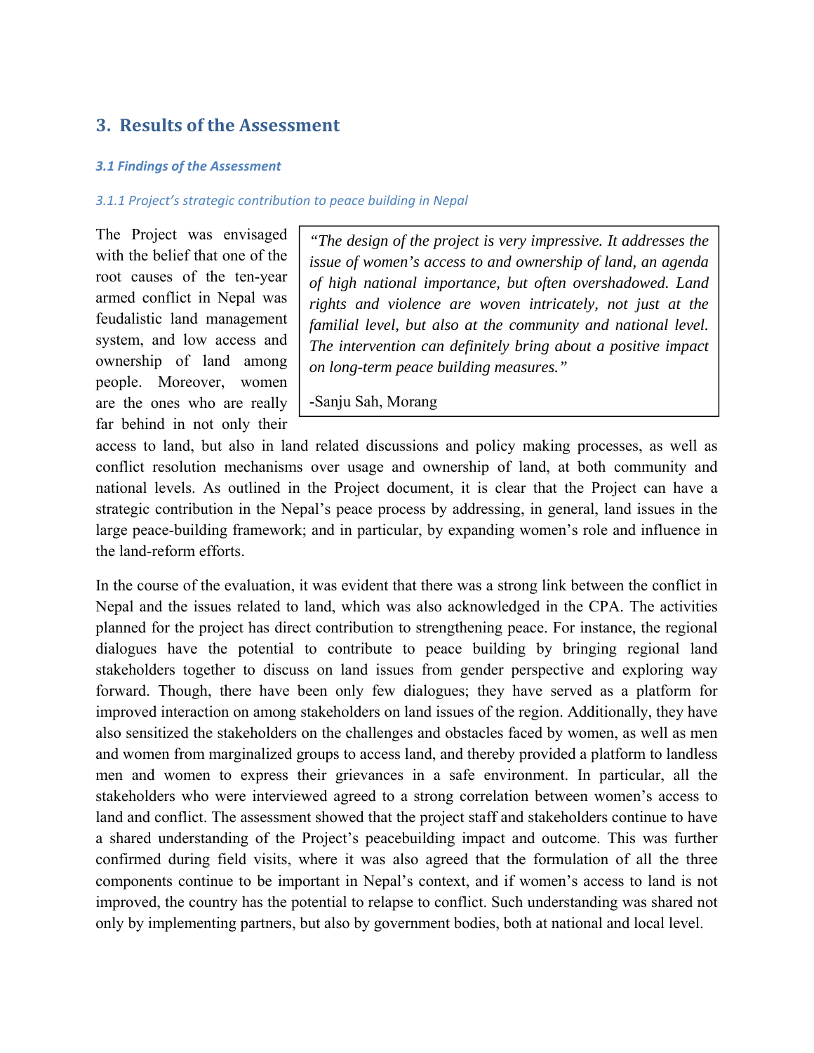## 3. Results of the Assessment

#### *3.1 Findings of the Assessment*

##### *3.1.1 Project's strategic contribution to peace building in Nepal*

> *"The design of the project is very impressive. It addresses the issue of women's access to and ownership of land, an agenda of high national importance, but often overshadowed. Land rights and violence are woven intricately, not just at the familial level, but also at the community and national level. The intervention can definitely bring about a positive impact on long-term peace building measures."*
>
> -Sanju Sah, Morang

The Project was envisaged with the belief that one of the root causes of the ten-year armed conflict in Nepal was feudalistic land management system, and low access and ownership of land among people. Moreover, women are the ones who are really far behind in not only their access to land, but also in land related discussions and policy making processes, as well as conflict resolution mechanisms over usage and ownership of land, at both community and national levels. As outlined in the Project document, it is clear that the Project can have a strategic contribution in the Nepal's peace process by addressing, in general, land issues in the large peace-building framework; and in particular, by expanding women's role and influence in the land-reform efforts.

In the course of the evaluation, it was evident that there was a strong link between the conflict in Nepal and the issues related to land, which was also acknowledged in the CPA. The activities planned for the project has direct contribution to strengthening peace. For instance, the regional dialogues have the potential to contribute to peace building by bringing regional land stakeholders together to discuss on land issues from gender perspective and exploring way forward. Though, there have been only few dialogues; they have served as a platform for improved interaction on among stakeholders on land issues of the region. Additionally, they have also sensitized the stakeholders on the challenges and obstacles faced by women, as well as men and women from marginalized groups to access land, and thereby provided a platform to landless men and women to express their grievances in a safe environment. In particular, all the stakeholders who were interviewed agreed to a strong correlation between women's access to land and conflict. The assessment showed that the project staff and stakeholders continue to have a shared understanding of the Project's peacebuilding impact and outcome. This was further confirmed during field visits, where it was also agreed that the formulation of all the three components continue to be important in Nepal's context, and if women's access to land is not improved, the country has the potential to relapse to conflict. Such understanding was shared not only by implementing partners, but also by government bodies, both at national and local level.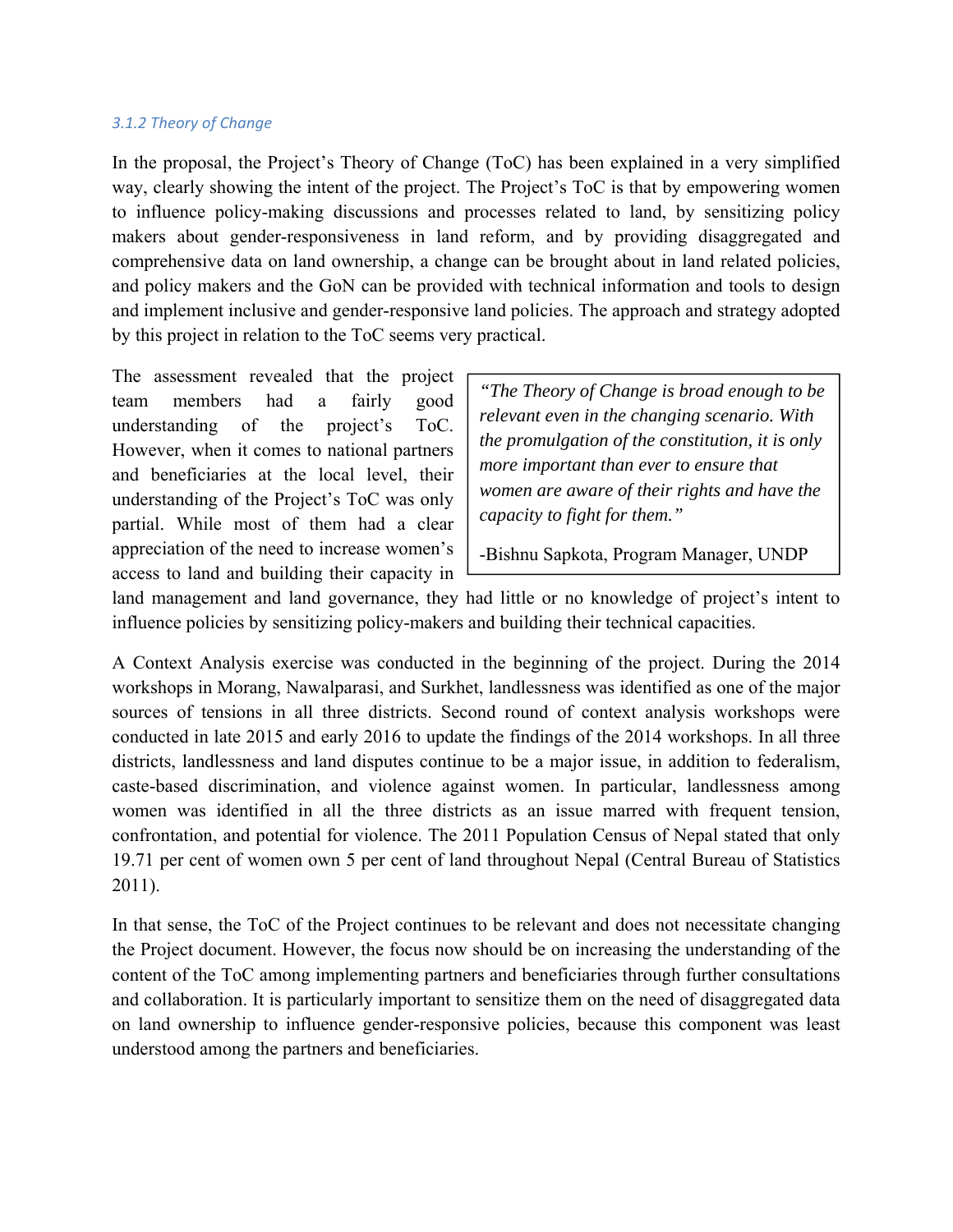### 3.1.2 Theory of Change

In the proposal, the Project's Theory of Change (ToC) has been explained in a very simplified way, clearly showing the intent of the project. The Project's ToC is that by empowering women to influence policy-making discussions and processes related to land, by sensitizing policy makers about gender-responsiveness in land reform, and by providing disaggregated and comprehensive data on land ownership, a change can be brought about in land related policies, and policy makers and the GoN can be provided with technical information and tools to design and implement inclusive and gender-responsive land policies. The approach and strategy adopted by this project in relation to the ToC seems very practical.

> *"The Theory of Change is broad enough to be relevant even in the changing scenario. With the promulgation of the constitution, it is only more important than ever to ensure that women are aware of their rights and have the capacity to fight for them."*
>
> -Bishnu Sapkota, Program Manager, UNDP

The assessment revealed that the project team members had a fairly good understanding of the project's ToC. However, when it comes to national partners and beneficiaries at the local level, their understanding of the Project's ToC was only partial. While most of them had a clear appreciation of the need to increase women's access to land and building their capacity in land management and land governance, they had little or no knowledge of project's intent to influence policies by sensitizing policy-makers and building their technical capacities.

A Context Analysis exercise was conducted in the beginning of the project. During the 2014 workshops in Morang, Nawalparasi, and Surkhet, landlessness was identified as one of the major sources of tensions in all three districts. Second round of context analysis workshops were conducted in late 2015 and early 2016 to update the findings of the 2014 workshops. In all three districts, landlessness and land disputes continue to be a major issue, in addition to federalism, caste-based discrimination, and violence against women. In particular, landlessness among women was identified in all the three districts as an issue marred with frequent tension, confrontation, and potential for violence. The 2011 Population Census of Nepal stated that only 19.71 per cent of women own 5 per cent of land throughout Nepal (Central Bureau of Statistics 2011).

In that sense, the ToC of the Project continues to be relevant and does not necessitate changing the Project document. However, the focus now should be on increasing the understanding of the content of the ToC among implementing partners and beneficiaries through further consultations and collaboration. It is particularly important to sensitize them on the need of disaggregated data on land ownership to influence gender-responsive policies, because this component was least understood among the partners and beneficiaries.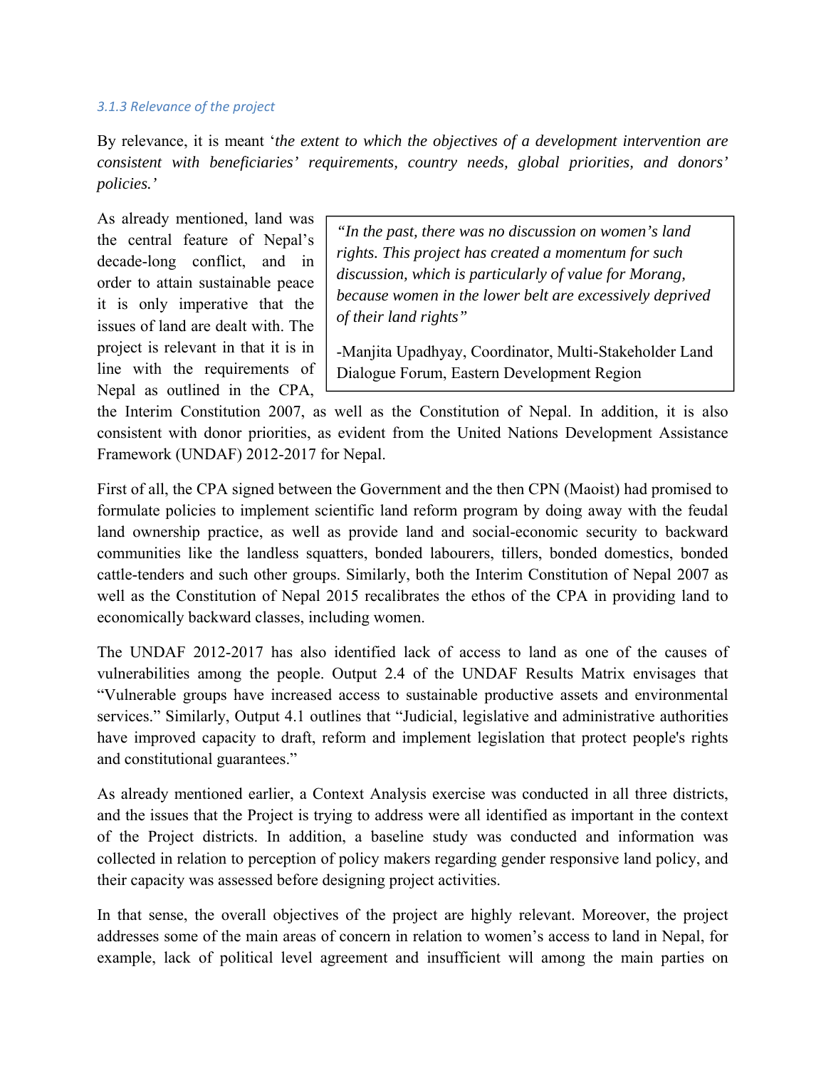### *3.1.3 Relevance of the project*

By relevance, it is meant '*the extent to which the objectives of a development intervention are consistent with beneficiaries' requirements, country needs, global priorities, and donors' policies.'*

> *"In the past, there was no discussion on women's land rights. This project has created a momentum for such discussion, which is particularly of value for Morang, because women in the lower belt are excessively deprived of their land rights"*
>
> -Manjita Upadhyay, Coordinator, Multi-Stakeholder Land Dialogue Forum, Eastern Development Region

As already mentioned, land was the central feature of Nepal's decade-long conflict, and in order to attain sustainable peace it is only imperative that the issues of land are dealt with. The project is relevant in that it is in line with the requirements of Nepal as outlined in the CPA, the Interim Constitution 2007, as well as the Constitution of Nepal. In addition, it is also consistent with donor priorities, as evident from the United Nations Development Assistance Framework (UNDAF) 2012-2017 for Nepal.

First of all, the CPA signed between the Government and the then CPN (Maoist) had promised to formulate policies to implement scientific land reform program by doing away with the feudal land ownership practice, as well as provide land and social-economic security to backward communities like the landless squatters, bonded labourers, tillers, bonded domestics, bonded cattle-tenders and such other groups. Similarly, both the Interim Constitution of Nepal 2007 as well as the Constitution of Nepal 2015 recalibrates the ethos of the CPA in providing land to economically backward classes, including women.

The UNDAF 2012-2017 has also identified lack of access to land as one of the causes of vulnerabilities among the people. Output 2.4 of the UNDAF Results Matrix envisages that "Vulnerable groups have increased access to sustainable productive assets and environmental services." Similarly, Output 4.1 outlines that "Judicial, legislative and administrative authorities have improved capacity to draft, reform and implement legislation that protect people's rights and constitutional guarantees."

As already mentioned earlier, a Context Analysis exercise was conducted in all three districts, and the issues that the Project is trying to address were all identified as important in the context of the Project districts. In addition, a baseline study was conducted and information was collected in relation to perception of policy makers regarding gender responsive land policy, and their capacity was assessed before designing project activities.

In that sense, the overall objectives of the project are highly relevant. Moreover, the project addresses some of the main areas of concern in relation to women's access to land in Nepal, for example, lack of political level agreement and insufficient will among the main parties on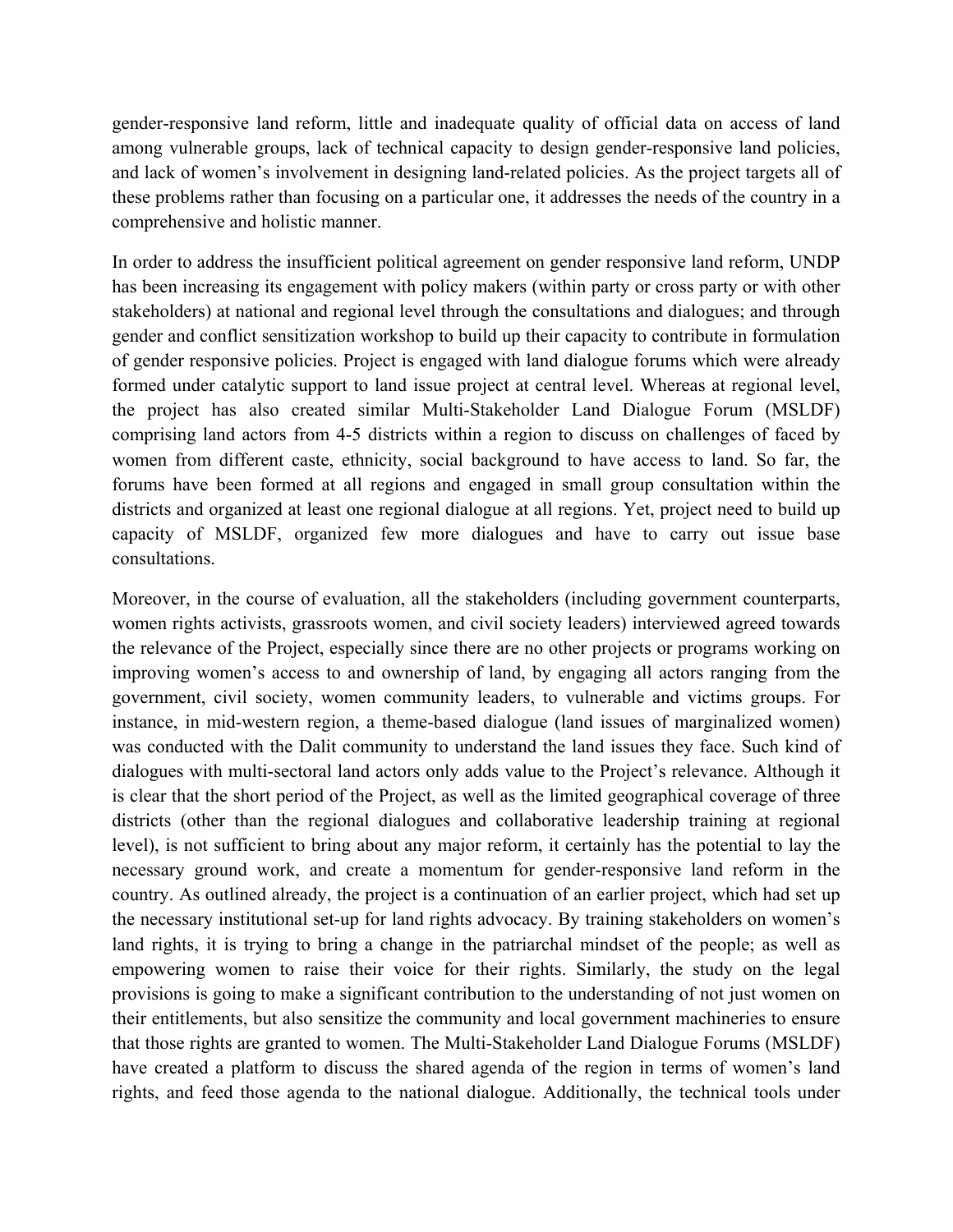gender-responsive land reform, little and inadequate quality of official data on access of land among vulnerable groups, lack of technical capacity to design gender-responsive land policies, and lack of women's involvement in designing land-related policies. As the project targets all of these problems rather than focusing on a particular one, it addresses the needs of the country in a comprehensive and holistic manner.

In order to address the insufficient political agreement on gender responsive land reform, UNDP has been increasing its engagement with policy makers (within party or cross party or with other stakeholders) at national and regional level through the consultations and dialogues; and through gender and conflict sensitization workshop to build up their capacity to contribute in formulation of gender responsive policies. Project is engaged with land dialogue forums which were already formed under catalytic support to land issue project at central level. Whereas at regional level, the project has also created similar Multi-Stakeholder Land Dialogue Forum (MSLDF) comprising land actors from 4-5 districts within a region to discuss on challenges of faced by women from different caste, ethnicity, social background to have access to land. So far, the forums have been formed at all regions and engaged in small group consultation within the districts and organized at least one regional dialogue at all regions. Yet, project need to build up capacity of MSLDF, organized few more dialogues and have to carry out issue base consultations.

Moreover, in the course of evaluation, all the stakeholders (including government counterparts, women rights activists, grassroots women, and civil society leaders) interviewed agreed towards the relevance of the Project, especially since there are no other projects or programs working on improving women's access to and ownership of land, by engaging all actors ranging from the government, civil society, women community leaders, to vulnerable and victims groups. For instance, in mid-western region, a theme-based dialogue (land issues of marginalized women) was conducted with the Dalit community to understand the land issues they face. Such kind of dialogues with multi-sectoral land actors only adds value to the Project's relevance. Although it is clear that the short period of the Project, as well as the limited geographical coverage of three districts (other than the regional dialogues and collaborative leadership training at regional level), is not sufficient to bring about any major reform, it certainly has the potential to lay the necessary ground work, and create a momentum for gender-responsive land reform in the country. As outlined already, the project is a continuation of an earlier project, which had set up the necessary institutional set-up for land rights advocacy. By training stakeholders on women's land rights, it is trying to bring a change in the patriarchal mindset of the people; as well as empowering women to raise their voice for their rights. Similarly, the study on the legal provisions is going to make a significant contribution to the understanding of not just women on their entitlements, but also sensitize the community and local government machineries to ensure that those rights are granted to women. The Multi-Stakeholder Land Dialogue Forums (MSLDF) have created a platform to discuss the shared agenda of the region in terms of women's land rights, and feed those agenda to the national dialogue. Additionally, the technical tools under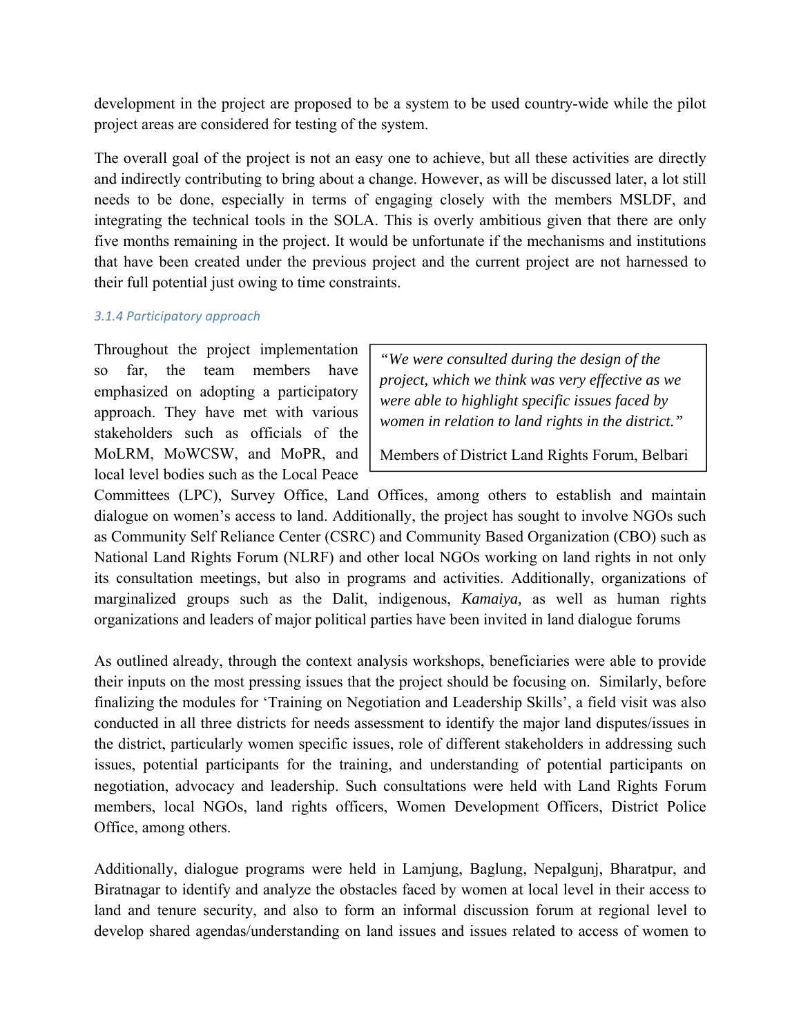development in the project are proposed to be a system to be used country-wide while the pilot project areas are considered for testing of the system.

The overall goal of the project is not an easy one to achieve, but all these activities are directly and indirectly contributing to bring about a change. However, as will be discussed later, a lot still needs to be done, especially in terms of engaging closely with the members MSLDF, and integrating the technical tools in the SOLA. This is overly ambitious given that there are only five months remaining in the project. It would be unfortunate if the mechanisms and institutions that have been created under the previous project and the current project are not harnessed to their full potential just owing to time constraints.

#### *3.1.4 Participatory approach*

> *"We were consulted during the design of the project, which we think was very effective as we were able to highlight specific issues faced by women in relation to land rights in the district."*
>
> Members of District Land Rights Forum, Belbari

Throughout the project implementation so far, the team members have emphasized on adopting a participatory approach. They have met with various stakeholders such as officials of the MoLRM, MoWCSW, and MoPR, and local level bodies such as the Local Peace Committees (LPC), Survey Office, Land Offices, among others to establish and maintain dialogue on women's access to land. Additionally, the project has sought to involve NGOs such as Community Self Reliance Center (CSRC) and Community Based Organization (CBO) such as National Land Rights Forum (NLRF) and other local NGOs working on land rights in not only its consultation meetings, but also in programs and activities. Additionally, organizations of marginalized groups such as the Dalit, indigenous, *Kamaiya,* as well as human rights organizations and leaders of major political parties have been invited in land dialogue forums

As outlined already, through the context analysis workshops, beneficiaries were able to provide their inputs on the most pressing issues that the project should be focusing on. Similarly, before finalizing the modules for 'Training on Negotiation and Leadership Skills', a field visit was also conducted in all three districts for needs assessment to identify the major land disputes/issues in the district, particularly women specific issues, role of different stakeholders in addressing such issues, potential participants for the training, and understanding of potential participants on negotiation, advocacy and leadership. Such consultations were held with Land Rights Forum members, local NGOs, land rights officers, Women Development Officers, District Police Office, among others.

Additionally, dialogue programs were held in Lamjung, Baglung, Nepalgunj, Bharatpur, and Biratnagar to identify and analyze the obstacles faced by women at local level in their access to land and tenure security, and also to form an informal discussion forum at regional level to develop shared agendas/understanding on land issues and issues related to access of women to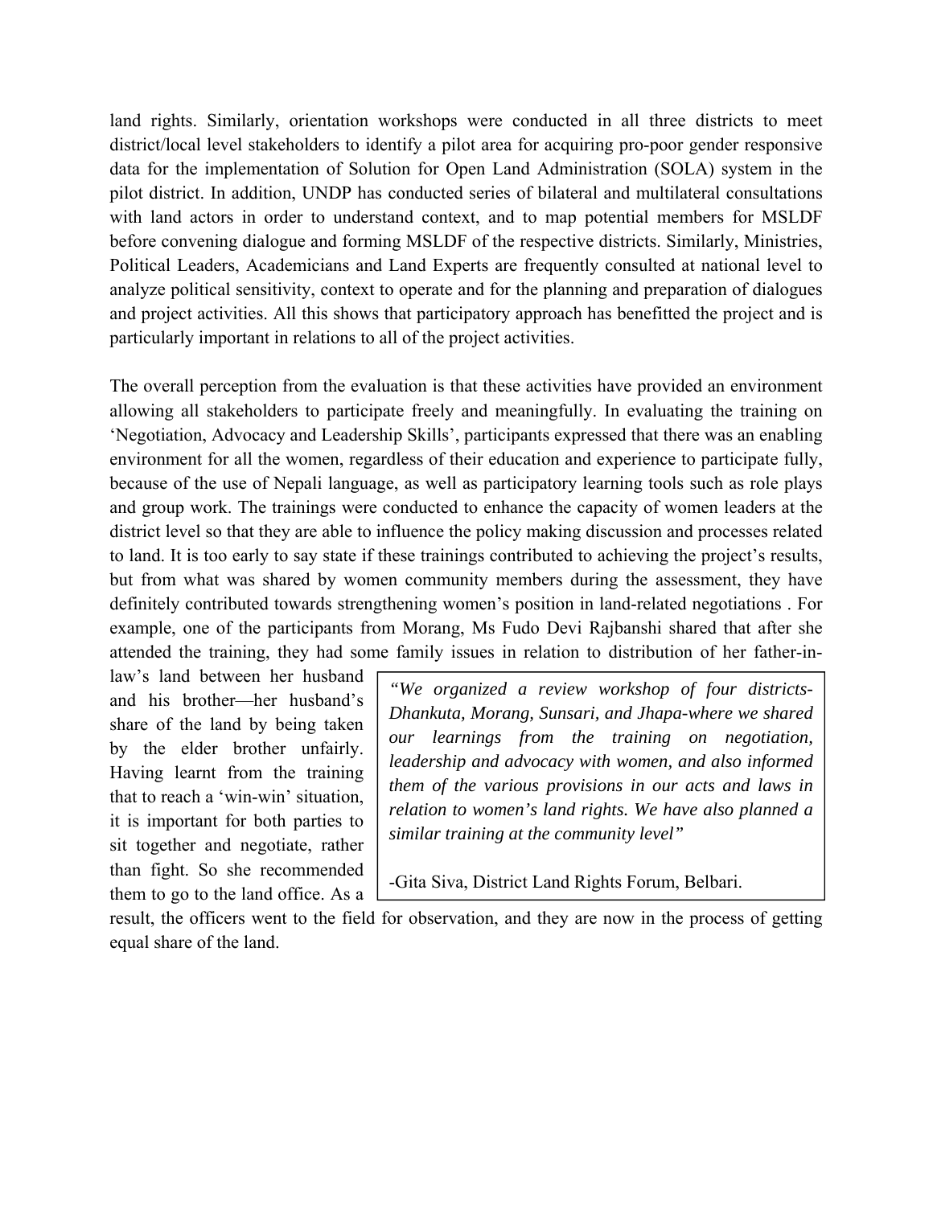land rights. Similarly, orientation workshops were conducted in all three districts to meet district/local level stakeholders to identify a pilot area for acquiring pro-poor gender responsive data for the implementation of Solution for Open Land Administration (SOLA) system in the pilot district. In addition, UNDP has conducted series of bilateral and multilateral consultations with land actors in order to understand context, and to map potential members for MSLDF before convening dialogue and forming MSLDF of the respective districts. Similarly, Ministries, Political Leaders, Academicians and Land Experts are frequently consulted at national level to analyze political sensitivity, context to operate and for the planning and preparation of dialogues and project activities. All this shows that participatory approach has benefitted the project and is particularly important in relations to all of the project activities.

The overall perception from the evaluation is that these activities have provided an environment allowing all stakeholders to participate freely and meaningfully. In evaluating the training on 'Negotiation, Advocacy and Leadership Skills', participants expressed that there was an enabling environment for all the women, regardless of their education and experience to participate fully, because of the use of Nepali language, as well as participatory learning tools such as role plays and group work. The trainings were conducted to enhance the capacity of women leaders at the district level so that they are able to influence the policy making discussion and processes related to land. It is too early to say state if these trainings contributed to achieving the project's results, but from what was shared by women community members during the assessment, they have definitely contributed towards strengthening women's position in land-related negotiations . For example, one of the participants from Morang, Ms Fudo Devi Rajbanshi shared that after she attended the training, they had some family issues in relation to distribution of her father-in-law's land between her husband and his brother—her husband's share of the land by being taken by the elder brother unfairly. Having learnt from the training that to reach a 'win-win' situation, it is important for both parties to sit together and negotiate, rather than fight. So she recommended them to go to the land office. As a result, the officers went to the field for observation, and they are now in the process of getting equal share of the land.

> *"We organized a review workshop of four districts-Dhankuta, Morang, Sunsari, and Jhapa-where we shared our learnings from the training on negotiation, leadership and advocacy with women, and also informed them of the various provisions in our acts and laws in relation to women's land rights. We have also planned a similar training at the community level"*
>
> -Gita Siva, District Land Rights Forum, Belbari.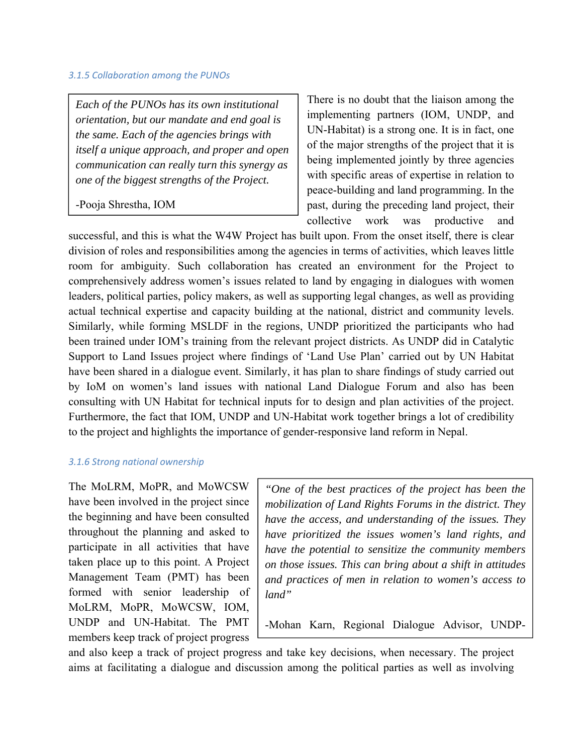### 3.1.5 Collaboration among the PUNOs

> *Each of the PUNOs has its own institutional orientation, but our mandate and end goal is the same. Each of the agencies brings with itself a unique approach, and proper and open communication can really turn this synergy as one of the biggest strengths of the Project.*
>
> -Pooja Shrestha, IOM

There is no doubt that the liaison among the implementing partners (IOM, UNDP, and UN-Habitat) is a strong one. It is in fact, one of the major strengths of the project that it is being implemented jointly by three agencies with specific areas of expertise in relation to peace-building and land programming. In the past, during the preceding land project, their collective work was productive and successful, and this is what the W4W Project has built upon. From the onset itself, there is clear division of roles and responsibilities among the agencies in terms of activities, which leaves little room for ambiguity. Such collaboration has created an environment for the Project to comprehensively address women's issues related to land by engaging in dialogues with women leaders, political parties, policy makers, as well as supporting legal changes, as well as providing actual technical expertise and capacity building at the national, district and community levels. Similarly, while forming MSLDF in the regions, UNDP prioritized the participants who had been trained under IOM's training from the relevant project districts. As UNDP did in Catalytic Support to Land Issues project where findings of 'Land Use Plan' carried out by UN Habitat have been shared in a dialogue event. Similarly, it has plan to share findings of study carried out by IoM on women's land issues with national Land Dialogue Forum and also has been consulting with UN Habitat for technical inputs for to design and plan activities of the project. Furthermore, the fact that IOM, UNDP and UN-Habitat work together brings a lot of credibility to the project and highlights the importance of gender-responsive land reform in Nepal.

### 3.1.6 Strong national ownership

> *"One of the best practices of the project has been the mobilization of Land Rights Forums in the district. They have the access, and understanding of the issues. They have prioritized the issues women's land rights, and have the potential to sensitize the community members on those issues. This can bring about a shift in attitudes and practices of men in relation to women's access to land"*
>
> -Mohan Karn, Regional Dialogue Advisor, UNDP-

The MoLRM, MoPR, and MoWCSW have been involved in the project since the beginning and have been consulted throughout the planning and asked to participate in all activities that have taken place up to this point. A Project Management Team (PMT) has been formed with senior leadership of MoLRM, MoPR, MoWCSW, IOM, UNDP and UN-Habitat. The PMT members keep track of project progress and also keep a track of project progress and take key decisions, when necessary. The project aims at facilitating a dialogue and discussion among the political parties as well as involving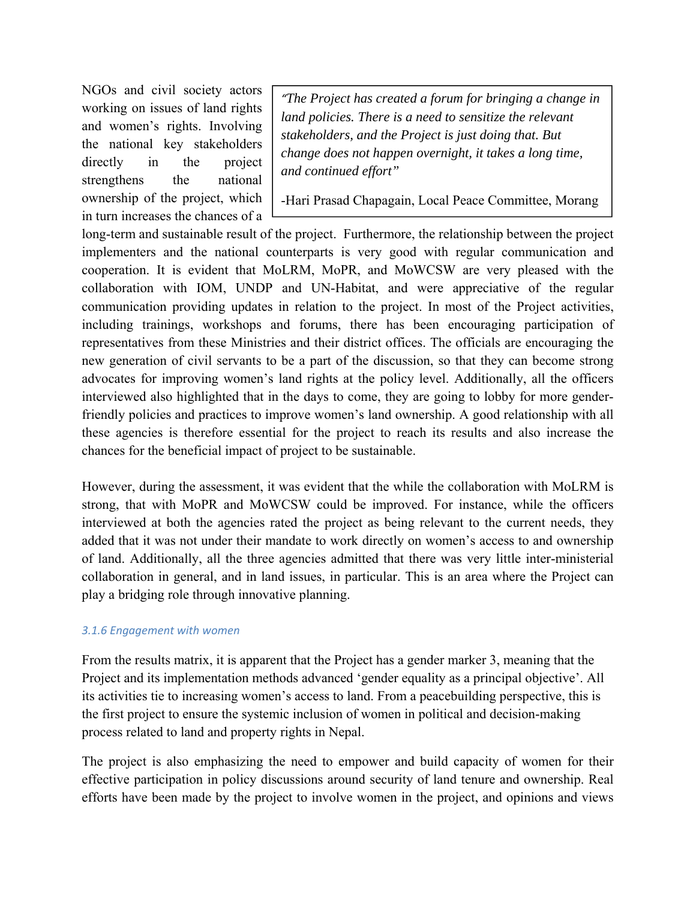> *"The Project has created a forum for bringing a change in land policies. There is a need to sensitize the relevant stakeholders, and the Project is just doing that. But change does not happen overnight, it takes a long time, and continued effort"*
>
> -Hari Prasad Chapagain, Local Peace Committee, Morang

NGOs and civil society actors working on issues of land rights and women's rights. Involving the national key stakeholders directly in the project strengthens the national ownership of the project, which in turn increases the chances of a long-term and sustainable result of the project. Furthermore, the relationship between the project implementers and the national counterparts is very good with regular communication and cooperation. It is evident that MoLRM, MoPR, and MoWCSW are very pleased with the collaboration with IOM, UNDP and UN-Habitat, and were appreciative of the regular communication providing updates in relation to the project. In most of the Project activities, including trainings, workshops and forums, there has been encouraging participation of representatives from these Ministries and their district offices. The officials are encouraging the new generation of civil servants to be a part of the discussion, so that they can become strong advocates for improving women's land rights at the policy level. Additionally, all the officers interviewed also highlighted that in the days to come, they are going to lobby for more gender-friendly policies and practices to improve women's land ownership. A good relationship with all these agencies is therefore essential for the project to reach its results and also increase the chances for the beneficial impact of project to be sustainable.

However, during the assessment, it was evident that the while the collaboration with MoLRM is strong, that with MoPR and MoWCSW could be improved. For instance, while the officers interviewed at both the agencies rated the project as being relevant to the current needs, they added that it was not under their mandate to work directly on women's access to and ownership of land. Additionally, all the three agencies admitted that there was very little inter-ministerial collaboration in general, and in land issues, in particular. This is an area where the Project can play a bridging role through innovative planning.

### *3.1.6 Engagement with women*

From the results matrix, it is apparent that the Project has a gender marker 3, meaning that the Project and its implementation methods advanced 'gender equality as a principal objective'. All its activities tie to increasing women's access to land. From a peacebuilding perspective, this is the first project to ensure the systemic inclusion of women in political and decision-making process related to land and property rights in Nepal.

The project is also emphasizing the need to empower and build capacity of women for their effective participation in policy discussions around security of land tenure and ownership. Real efforts have been made by the project to involve women in the project, and opinions and views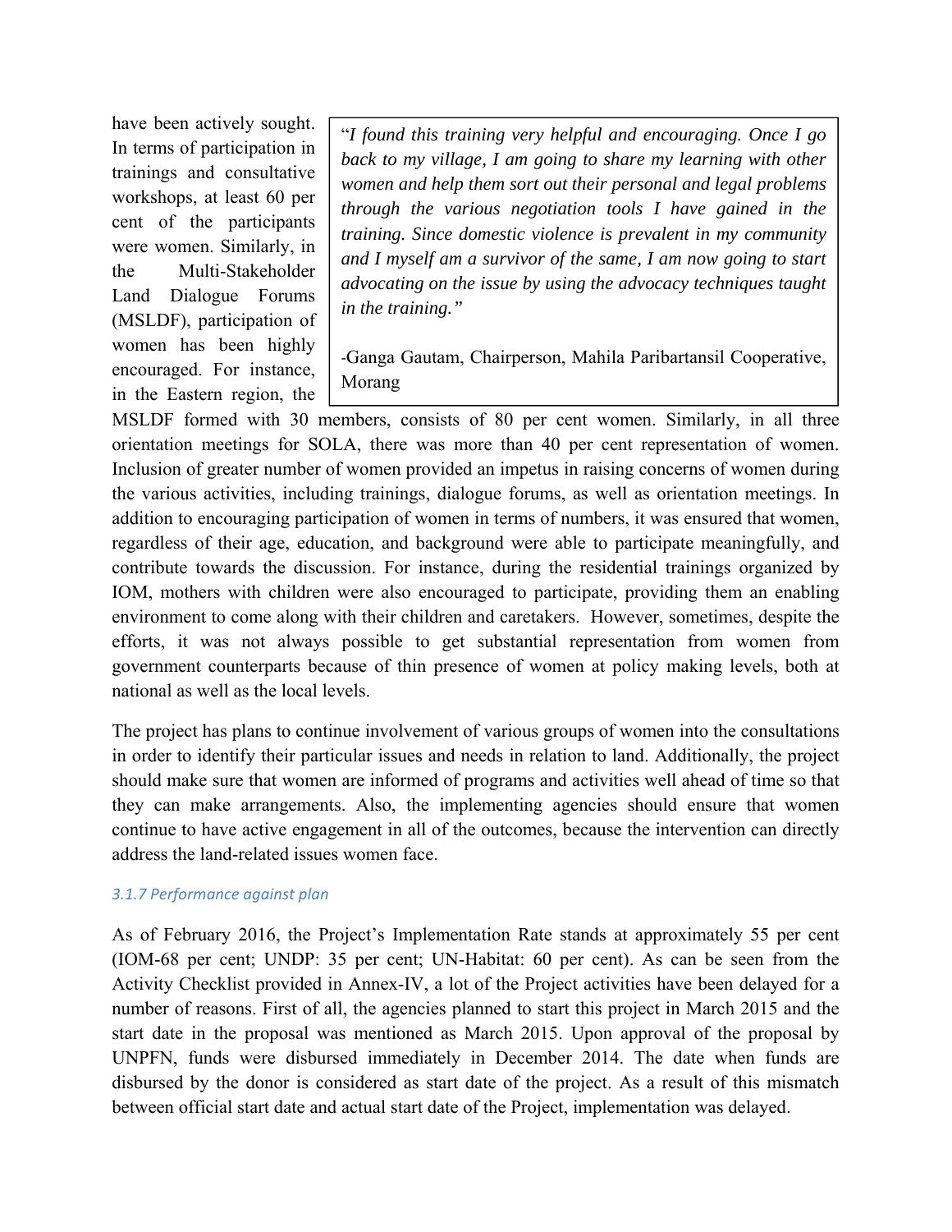have been actively sought. In terms of participation in trainings and consultative workshops, at least 60 per cent of the participants were women. Similarly, in the Multi-Stakeholder Land Dialogue Forums (MSLDF), participation of women has been highly encouraged. For instance, in the Eastern region, the MSLDF formed with 30 members, consists of 80 per cent women. Similarly, in all three orientation meetings for SOLA, there was more than 40 per cent representation of women. Inclusion of greater number of women provided an impetus in raising concerns of women during the various activities, including trainings, dialogue forums, as well as orientation meetings. In addition to encouraging participation of women in terms of numbers, it was ensured that women, regardless of their age, education, and background were able to participate meaningfully, and contribute towards the discussion. For instance, during the residential trainings organized by IOM, mothers with children were also encouraged to participate, providing them an enabling environment to come along with their children and caretakers. However, sometimes, despite the efforts, it was not always possible to get substantial representation from women from government counterparts because of thin presence of women at policy making levels, both at national as well as the local levels.

> "*I found this training very helpful and encouraging. Once I go back to my village, I am going to share my learning with other women and help them sort out their personal and legal problems through the various negotiation tools I have gained in the training. Since domestic violence is prevalent in my community and I myself am a survivor of the same, I am now going to start advocating on the issue by using the advocacy techniques taught in the training.*"
>
> -Ganga Gautam, Chairperson, Mahila Paribartansil Cooperative, Morang

The project has plans to continue involvement of various groups of women into the consultations in order to identify their particular issues and needs in relation to land. Additionally, the project should make sure that women are informed of programs and activities well ahead of time so that they can make arrangements. Also, the implementing agencies should ensure that women continue to have active engagement in all of the outcomes, because the intervention can directly address the land-related issues women face.

#### *3.1.7 Performance against plan*

As of February 2016, the Project's Implementation Rate stands at approximately 55 per cent (IOM-68 per cent; UNDP: 35 per cent; UN-Habitat: 60 per cent). As can be seen from the Activity Checklist provided in Annex-IV, a lot of the Project activities have been delayed for a number of reasons. First of all, the agencies planned to start this project in March 2015 and the start date in the proposal was mentioned as March 2015. Upon approval of the proposal by UNPFN, funds were disbursed immediately in December 2014. The date when funds are disbursed by the donor is considered as start date of the project. As a result of this mismatch between official start date and actual start date of the Project, implementation was delayed.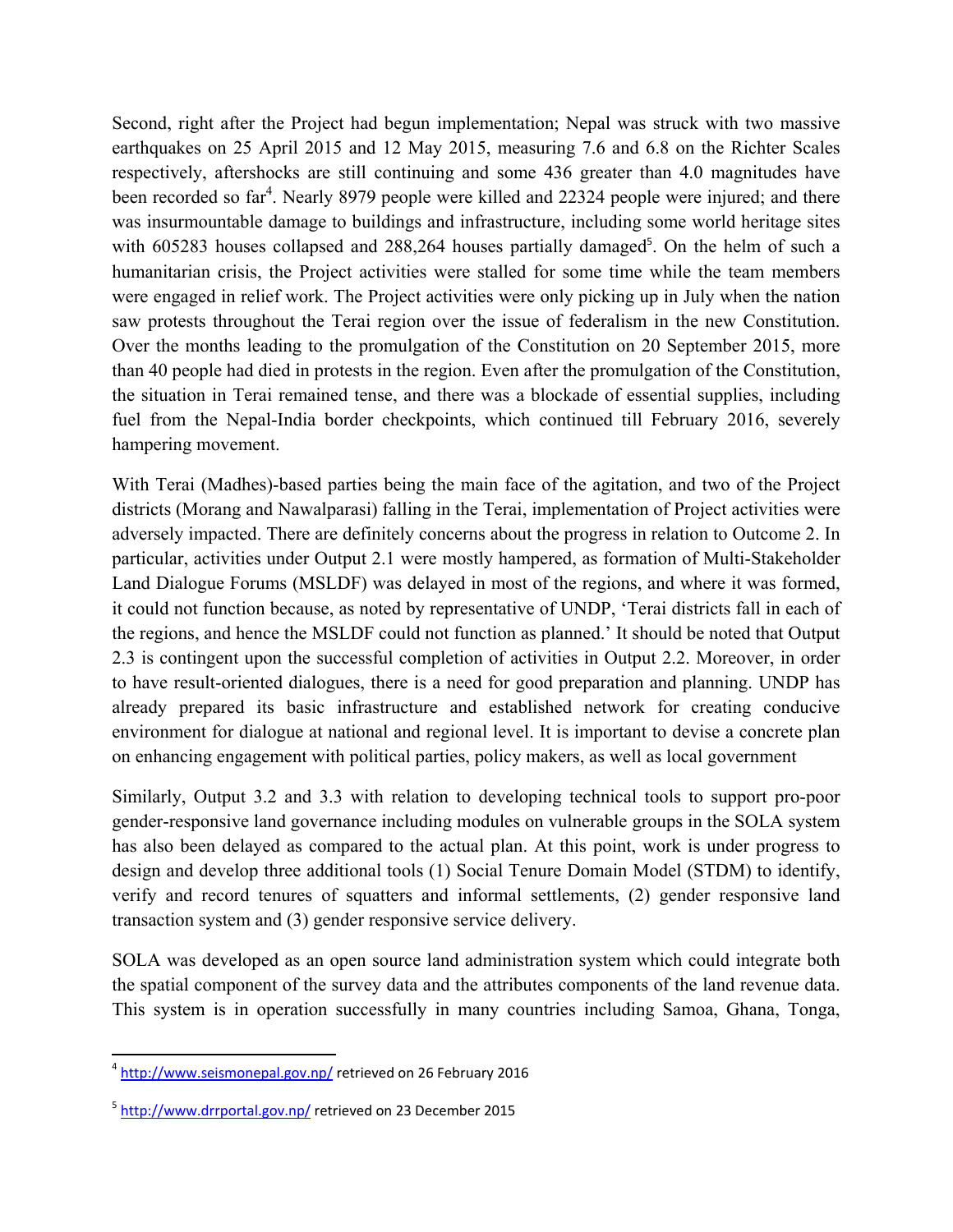Second, right after the Project had begun implementation; Nepal was struck with two massive earthquakes on 25 April 2015 and 12 May 2015, measuring 7.6 and 6.8 on the Richter Scales respectively, aftershocks are still continuing and some 436 greater than 4.0 magnitudes have been recorded so far[4]. Nearly 8979 people were killed and 22324 people were injured; and there was insurmountable damage to buildings and infrastructure, including some world heritage sites with 605283 houses collapsed and 288,264 houses partially damaged[5]. On the helm of such a humanitarian crisis, the Project activities were stalled for some time while the team members were engaged in relief work. The Project activities were only picking up in July when the nation saw protests throughout the Terai region over the issue of federalism in the new Constitution. Over the months leading to the promulgation of the Constitution on 20 September 2015, more than 40 people had died in protests in the region. Even after the promulgation of the Constitution, the situation in Terai remained tense, and there was a blockade of essential supplies, including fuel from the Nepal-India border checkpoints, which continued till February 2016, severely hampering movement.

With Terai (Madhes)-based parties being the main face of the agitation, and two of the Project districts (Morang and Nawalparasi) falling in the Terai, implementation of Project activities were adversely impacted. There are definitely concerns about the progress in relation to Outcome 2. In particular, activities under Output 2.1 were mostly hampered, as formation of Multi-Stakeholder Land Dialogue Forums (MSLDF) was delayed in most of the regions, and where it was formed, it could not function because, as noted by representative of UNDP, 'Terai districts fall in each of the regions, and hence the MSLDF could not function as planned.' It should be noted that Output 2.3 is contingent upon the successful completion of activities in Output 2.2. Moreover, in order to have result-oriented dialogues, there is a need for good preparation and planning. UNDP has already prepared its basic infrastructure and established network for creating conducive environment for dialogue at national and regional level. It is important to devise a concrete plan on enhancing engagement with political parties, policy makers, as well as local government

Similarly, Output 3.2 and 3.3 with relation to developing technical tools to support pro-poor gender-responsive land governance including modules on vulnerable groups in the SOLA system has also been delayed as compared to the actual plan. At this point, work is under progress to design and develop three additional tools (1) Social Tenure Domain Model (STDM) to identify, verify and record tenures of squatters and informal settlements, (2) gender responsive land transaction system and (3) gender responsive service delivery.

SOLA was developed as an open source land administration system which could integrate both the spatial component of the survey data and the attributes components of the land revenue data. This system is in operation successfully in many countries including Samoa, Ghana, Tonga,

---

[4] http://www.seismonepal.gov.np/ retrieved on 26 February 2016

[5] http://www.drrportal.gov.np/ retrieved on 23 December 2015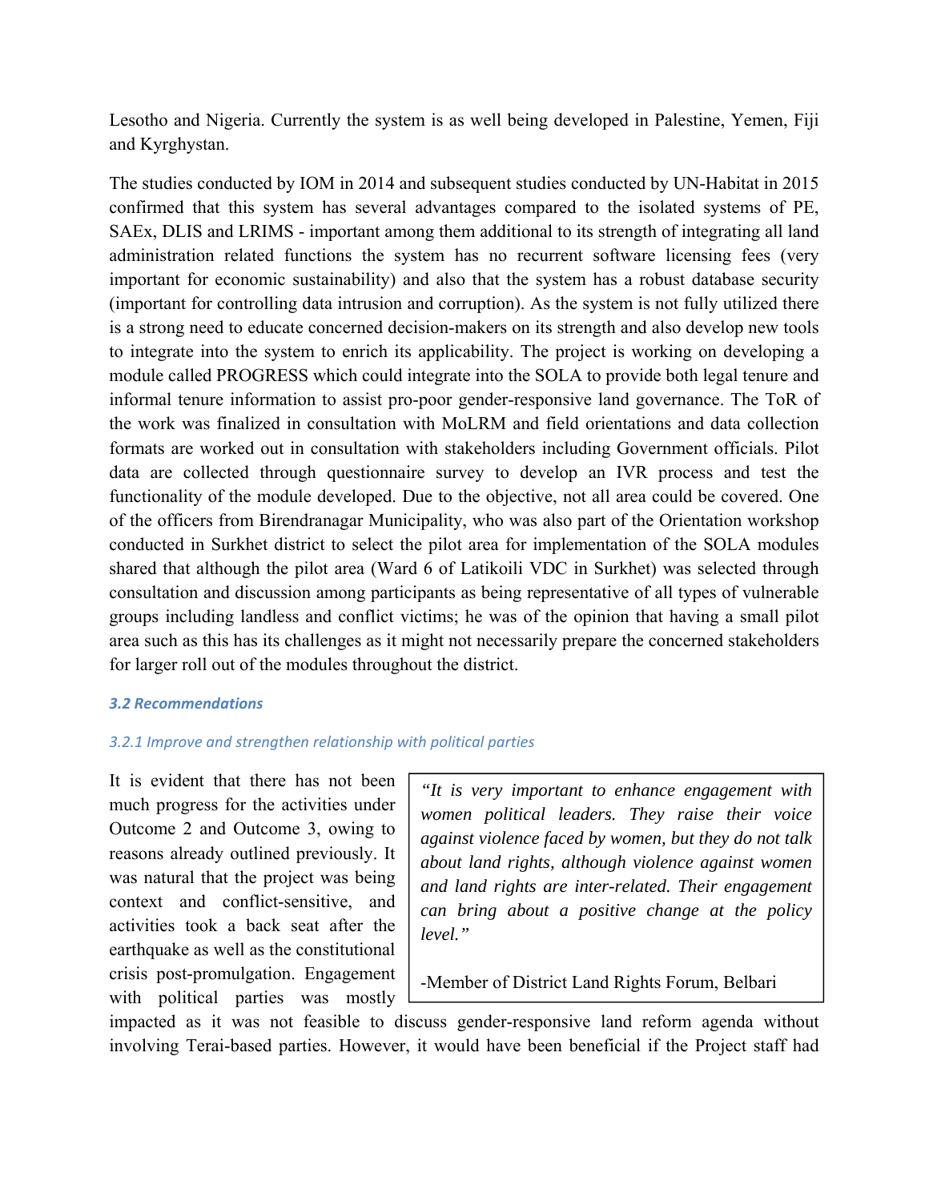Lesotho and Nigeria. Currently the system is as well being developed in Palestine, Yemen, Fiji and Kyrghystan.

The studies conducted by IOM in 2014 and subsequent studies conducted by UN-Habitat in 2015 confirmed that this system has several advantages compared to the isolated systems of PE, SAEx, DLIS and LRIMS - important among them additional to its strength of integrating all land administration related functions the system has no recurrent software licensing fees (very important for economic sustainability) and also that the system has a robust database security (important for controlling data intrusion and corruption). As the system is not fully utilized there is a strong need to educate concerned decision-makers on its strength and also develop new tools to integrate into the system to enrich its applicability. The project is working on developing a module called PROGRESS which could integrate into the SOLA to provide both legal tenure and informal tenure information to assist pro-poor gender-responsive land governance. The ToR of the work was finalized in consultation with MoLRM and field orientations and data collection formats are worked out in consultation with stakeholders including Government officials. Pilot data are collected through questionnaire survey to develop an IVR process and test the functionality of the module developed. Due to the objective, not all area could be covered. One of the officers from Birendranagar Municipality, who was also part of the Orientation workshop conducted in Surkhet district to select the pilot area for implementation of the SOLA modules shared that although the pilot area (Ward 6 of Latikoili VDC in Surkhet) was selected through consultation and discussion among participants as being representative of all types of vulnerable groups including landless and conflict victims; he was of the opinion that having a small pilot area such as this has its challenges as it might not necessarily prepare the concerned stakeholders for larger roll out of the modules throughout the district.

### 3.2 Recommendations

#### 3.2.1 Improve and strengthen relationship with political parties

> *"It is very important to enhance engagement with women political leaders. They raise their voice against violence faced by women, but they do not talk about land rights, although violence against women and land rights are inter-related. Their engagement can bring about a positive change at the policy level."*
>
> -Member of District Land Rights Forum, Belbari

It is evident that there has not been much progress for the activities under Outcome 2 and Outcome 3, owing to reasons already outlined previously. It was natural that the project was being context and conflict-sensitive, and activities took a back seat after the earthquake as well as the constitutional crisis post-promulgation. Engagement with political parties was mostly impacted as it was not feasible to discuss gender-responsive land reform agenda without involving Terai-based parties. However, it would have been beneficial if the Project staff had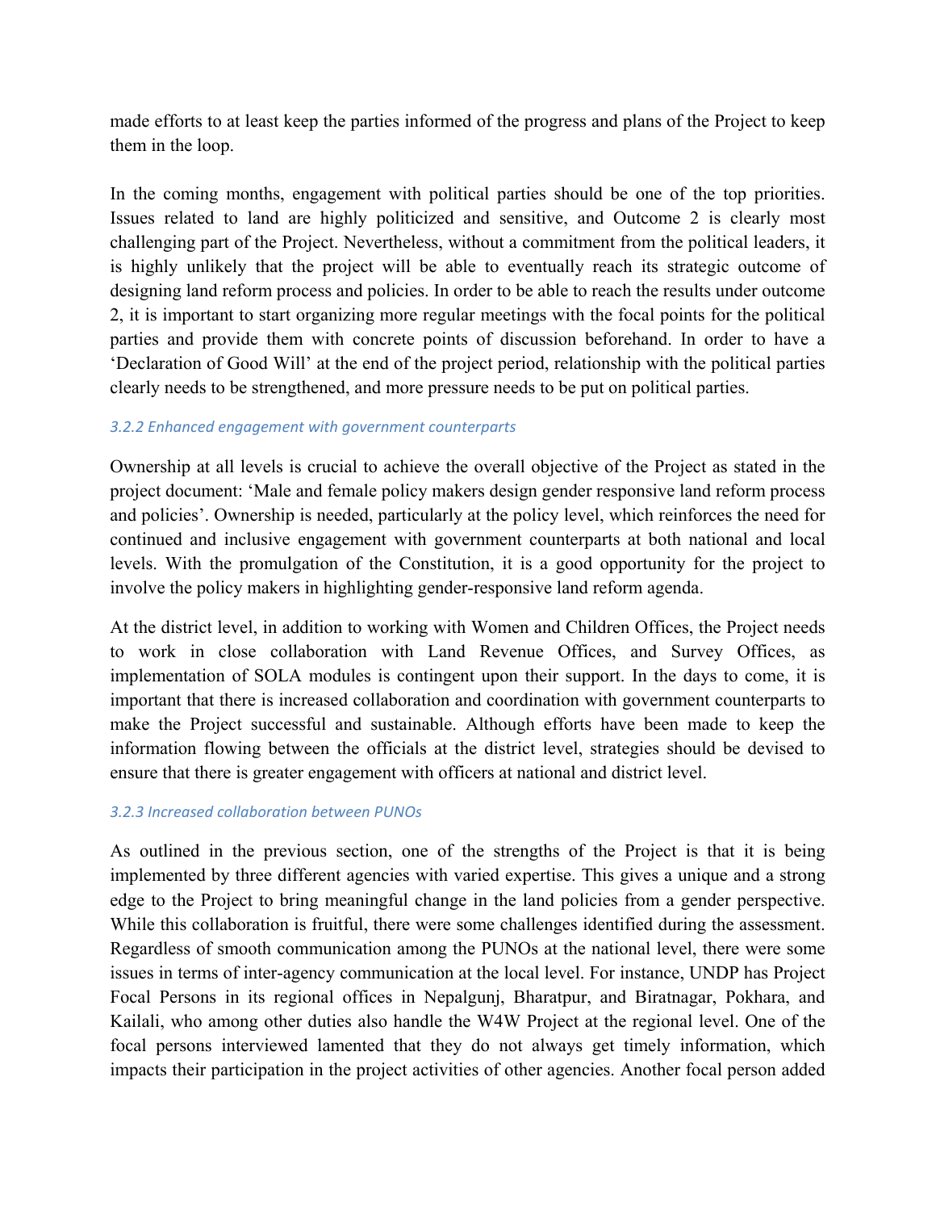made efforts to at least keep the parties informed of the progress and plans of the Project to keep them in the loop.

In the coming months, engagement with political parties should be one of the top priorities. Issues related to land are highly politicized and sensitive, and Outcome 2 is clearly most challenging part of the Project. Nevertheless, without a commitment from the political leaders, it is highly unlikely that the project will be able to eventually reach its strategic outcome of designing land reform process and policies. In order to be able to reach the results under outcome 2, it is important to start organizing more regular meetings with the focal points for the political parties and provide them with concrete points of discussion beforehand. In order to have a 'Declaration of Good Will' at the end of the project period, relationship with the political parties clearly needs to be strengthened, and more pressure needs to be put on political parties.

#### *3.2.2 Enhanced engagement with government counterparts*

Ownership at all levels is crucial to achieve the overall objective of the Project as stated in the project document: 'Male and female policy makers design gender responsive land reform process and policies'. Ownership is needed, particularly at the policy level, which reinforces the need for continued and inclusive engagement with government counterparts at both national and local levels. With the promulgation of the Constitution, it is a good opportunity for the project to involve the policy makers in highlighting gender-responsive land reform agenda.

At the district level, in addition to working with Women and Children Offices, the Project needs to work in close collaboration with Land Revenue Offices, and Survey Offices, as implementation of SOLA modules is contingent upon their support. In the days to come, it is important that there is increased collaboration and coordination with government counterparts to make the Project successful and sustainable. Although efforts have been made to keep the information flowing between the officials at the district level, strategies should be devised to ensure that there is greater engagement with officers at national and district level.

#### *3.2.3 Increased collaboration between PUNOs*

As outlined in the previous section, one of the strengths of the Project is that it is being implemented by three different agencies with varied expertise. This gives a unique and a strong edge to the Project to bring meaningful change in the land policies from a gender perspective. While this collaboration is fruitful, there were some challenges identified during the assessment. Regardless of smooth communication among the PUNOs at the national level, there were some issues in terms of inter-agency communication at the local level. For instance, UNDP has Project Focal Persons in its regional offices in Nepalgunj, Bharatpur, and Biratnagar, Pokhara, and Kailali, who among other duties also handle the W4W Project at the regional level. One of the focal persons interviewed lamented that they do not always get timely information, which impacts their participation in the project activities of other agencies. Another focal person added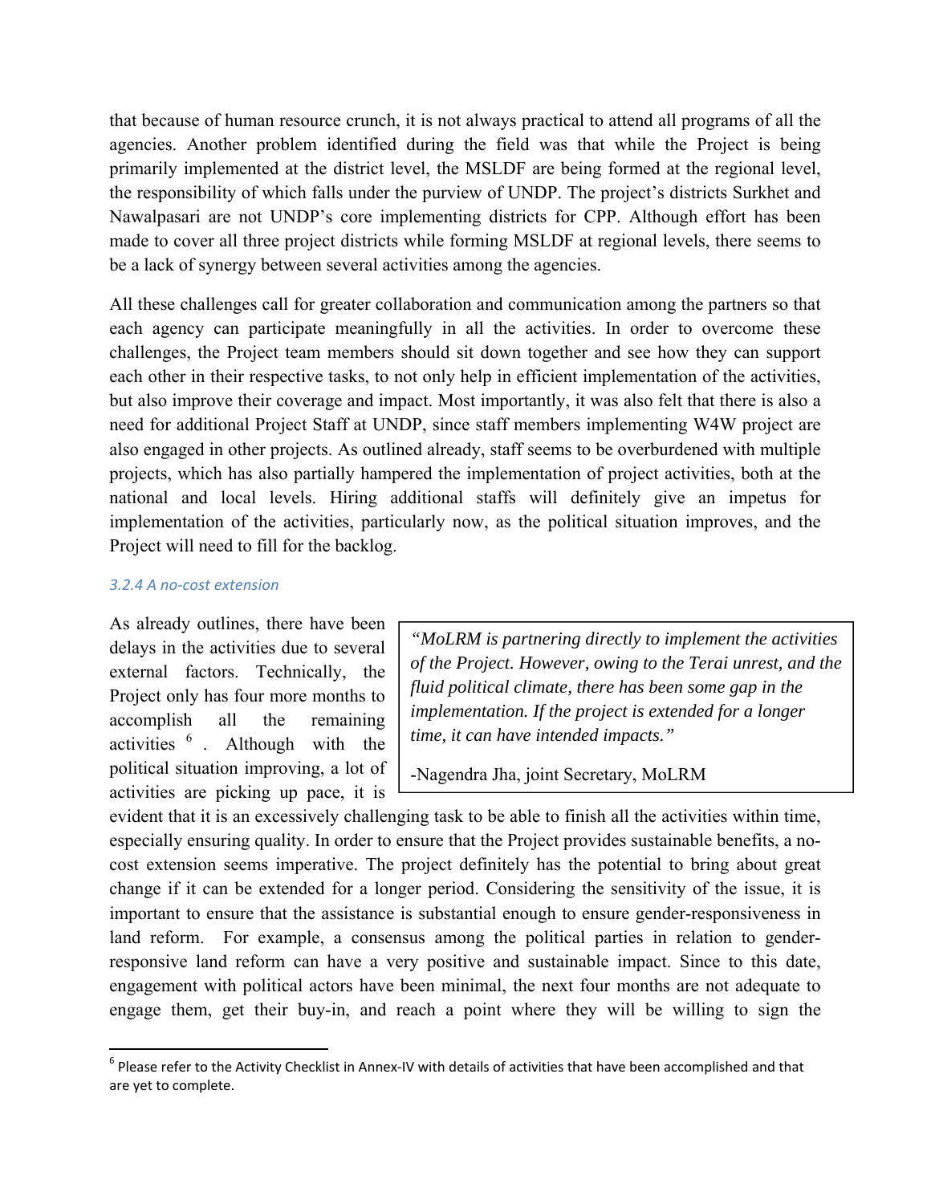that because of human resource crunch, it is not always practical to attend all programs of all the agencies. Another problem identified during the field was that while the Project is being primarily implemented at the district level, the MSLDF are being formed at the regional level, the responsibility of which falls under the purview of UNDP. The project's districts Surkhet and Nawalpasari are not UNDP's core implementing districts for CPP. Although effort has been made to cover all three project districts while forming MSLDF at regional levels, there seems to be a lack of synergy between several activities among the agencies.

All these challenges call for greater collaboration and communication among the partners so that each agency can participate meaningfully in all the activities. In order to overcome these challenges, the Project team members should sit down together and see how they can support each other in their respective tasks, to not only help in efficient implementation of the activities, but also improve their coverage and impact. Most importantly, it was also felt that there is also a need for additional Project Staff at UNDP, since staff members implementing W4W project are also engaged in other projects. As outlined already, staff seems to be overburdened with multiple projects, which has also partially hampered the implementation of project activities, both at the national and local levels. Hiring additional staffs will definitely give an impetus for implementation of the activities, particularly now, as the political situation improves, and the Project will need to fill for the backlog.

#### *3.2.4 A no-cost extension*

> *"MoLRM is partnering directly to implement the activities of the Project. However, owing to the Terai unrest, and the fluid political climate, there has been some gap in the implementation. If the project is extended for a longer time, it can have intended impacts."*
>
> -Nagendra Jha, joint Secretary, MoLRM

As already outlines, there have been delays in the activities due to several external factors. Technically, the Project only has four more months to accomplish all the remaining activities [6]. Although with the political situation improving, a lot of activities are picking up pace, it is evident that it is an excessively challenging task to be able to finish all the activities within time, especially ensuring quality. In order to ensure that the Project provides sustainable benefits, a no-cost extension seems imperative. The project definitely has the potential to bring about great change if it can be extended for a longer period. Considering the sensitivity of the issue, it is important to ensure that the assistance is substantial enough to ensure gender-responsiveness in land reform. For example, a consensus among the political parties in relation to gender-responsive land reform can have a very positive and sustainable impact. Since to this date, engagement with political actors have been minimal, the next four months are not adequate to engage them, get their buy-in, and reach a point where they will be willing to sign the

[6] Please refer to the Activity Checklist in Annex-IV with details of activities that have been accomplished and that are yet to complete.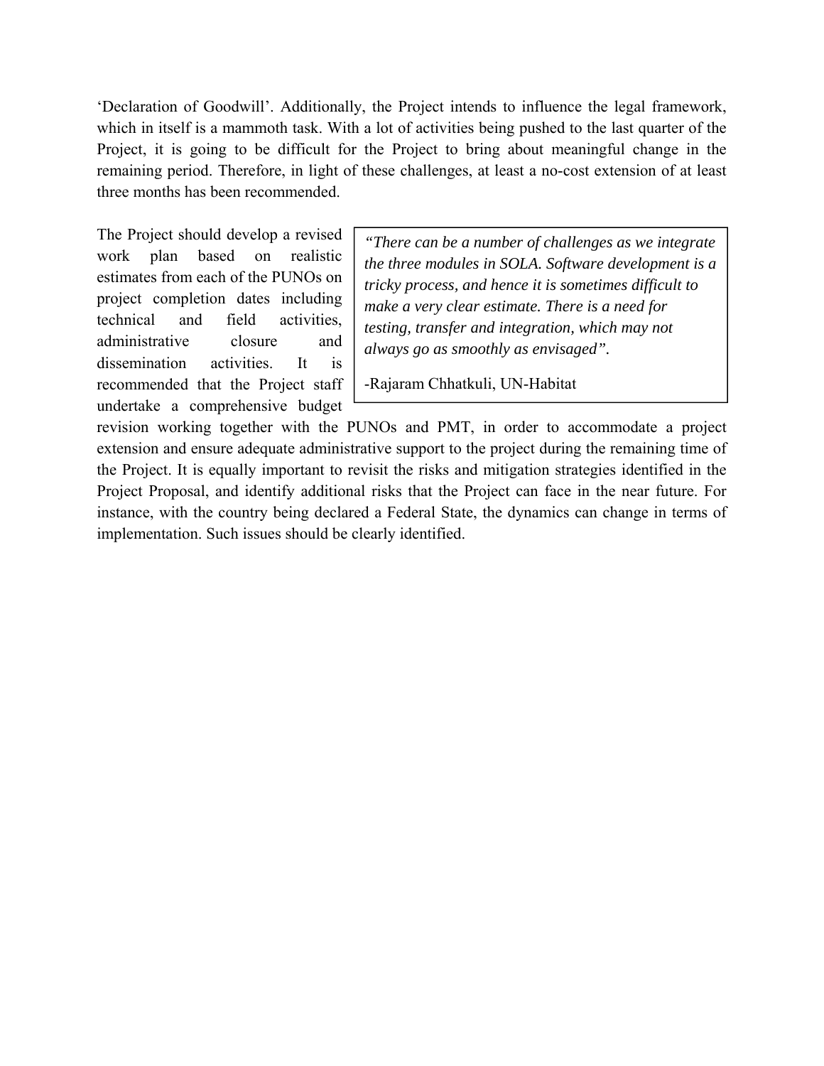'Declaration of Goodwill'. Additionally, the Project intends to influence the legal framework, which in itself is a mammoth task. With a lot of activities being pushed to the last quarter of the Project, it is going to be difficult for the Project to bring about meaningful change in the remaining period. Therefore, in light of these challenges, at least a no-cost extension of at least three months has been recommended.

> *"There can be a number of challenges as we integrate the three modules in SOLA. Software development is a tricky process, and hence it is sometimes difficult to make a very clear estimate. There is a need for testing, transfer and integration, which may not always go as smoothly as envisaged".*
>
> -Rajaram Chhatkuli, UN-Habitat

The Project should develop a revised work plan based on realistic estimates from each of the PUNOs on project completion dates including technical and field activities, administrative closure and dissemination activities. It is recommended that the Project staff undertake a comprehensive budget revision working together with the PUNOs and PMT, in order to accommodate a project extension and ensure adequate administrative support to the project during the remaining time of the Project. It is equally important to revisit the risks and mitigation strategies identified in the Project Proposal, and identify additional risks that the Project can face in the near future. For instance, with the country being declared a Federal State, the dynamics can change in terms of implementation. Such issues should be clearly identified.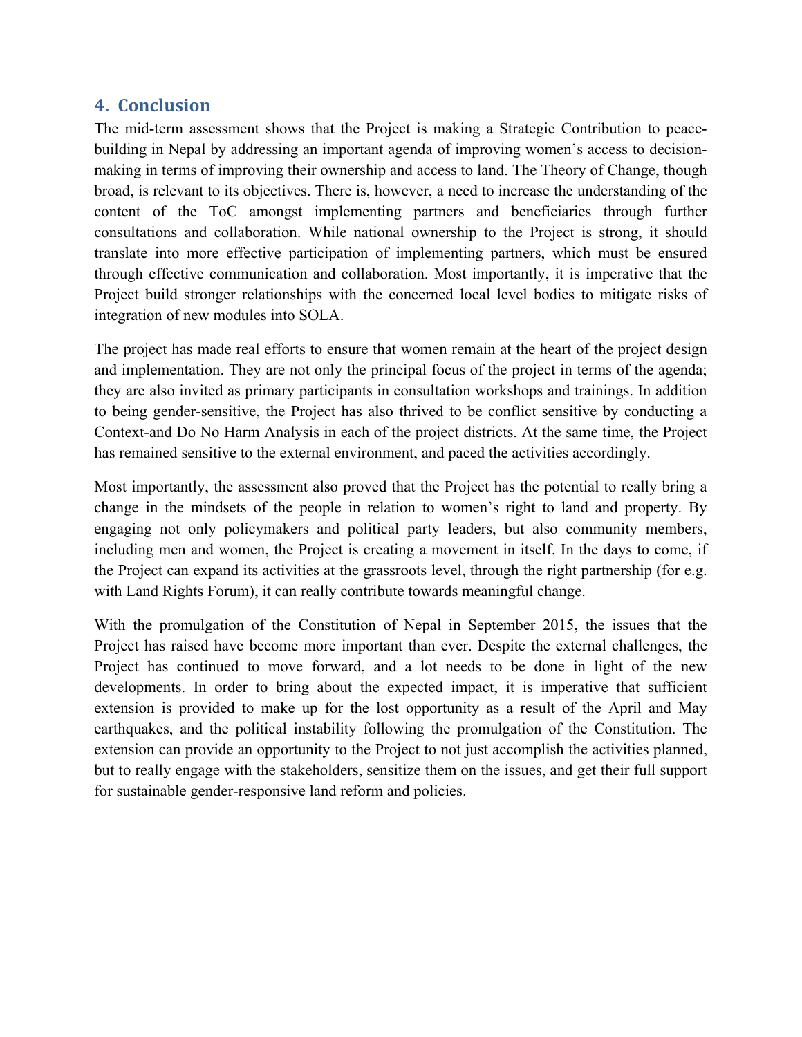## 4. Conclusion

The mid-term assessment shows that the Project is making a Strategic Contribution to peace-building in Nepal by addressing an important agenda of improving women's access to decision-making in terms of improving their ownership and access to land. The Theory of Change, though broad, is relevant to its objectives. There is, however, a need to increase the understanding of the content of the ToC amongst implementing partners and beneficiaries through further consultations and collaboration. While national ownership to the Project is strong, it should translate into more effective participation of implementing partners, which must be ensured through effective communication and collaboration. Most importantly, it is imperative that the Project build stronger relationships with the concerned local level bodies to mitigate risks of integration of new modules into SOLA.

The project has made real efforts to ensure that women remain at the heart of the project design and implementation. They are not only the principal focus of the project in terms of the agenda; they are also invited as primary participants in consultation workshops and trainings. In addition to being gender-sensitive, the Project has also thrived to be conflict sensitive by conducting a Context-and Do No Harm Analysis in each of the project districts. At the same time, the Project has remained sensitive to the external environment, and paced the activities accordingly.

Most importantly, the assessment also proved that the Project has the potential to really bring a change in the mindsets of the people in relation to women's right to land and property. By engaging not only policymakers and political party leaders, but also community members, including men and women, the Project is creating a movement in itself. In the days to come, if the Project can expand its activities at the grassroots level, through the right partnership (for e.g. with Land Rights Forum), it can really contribute towards meaningful change.

With the promulgation of the Constitution of Nepal in September 2015, the issues that the Project has raised have become more important than ever. Despite the external challenges, the Project has continued to move forward, and a lot needs to be done in light of the new developments. In order to bring about the expected impact, it is imperative that sufficient extension is provided to make up for the lost opportunity as a result of the April and May earthquakes, and the political instability following the promulgation of the Constitution. The extension can provide an opportunity to the Project to not just accomplish the activities planned, but to really engage with the stakeholders, sensitize them on the issues, and get their full support for sustainable gender-responsive land reform and policies.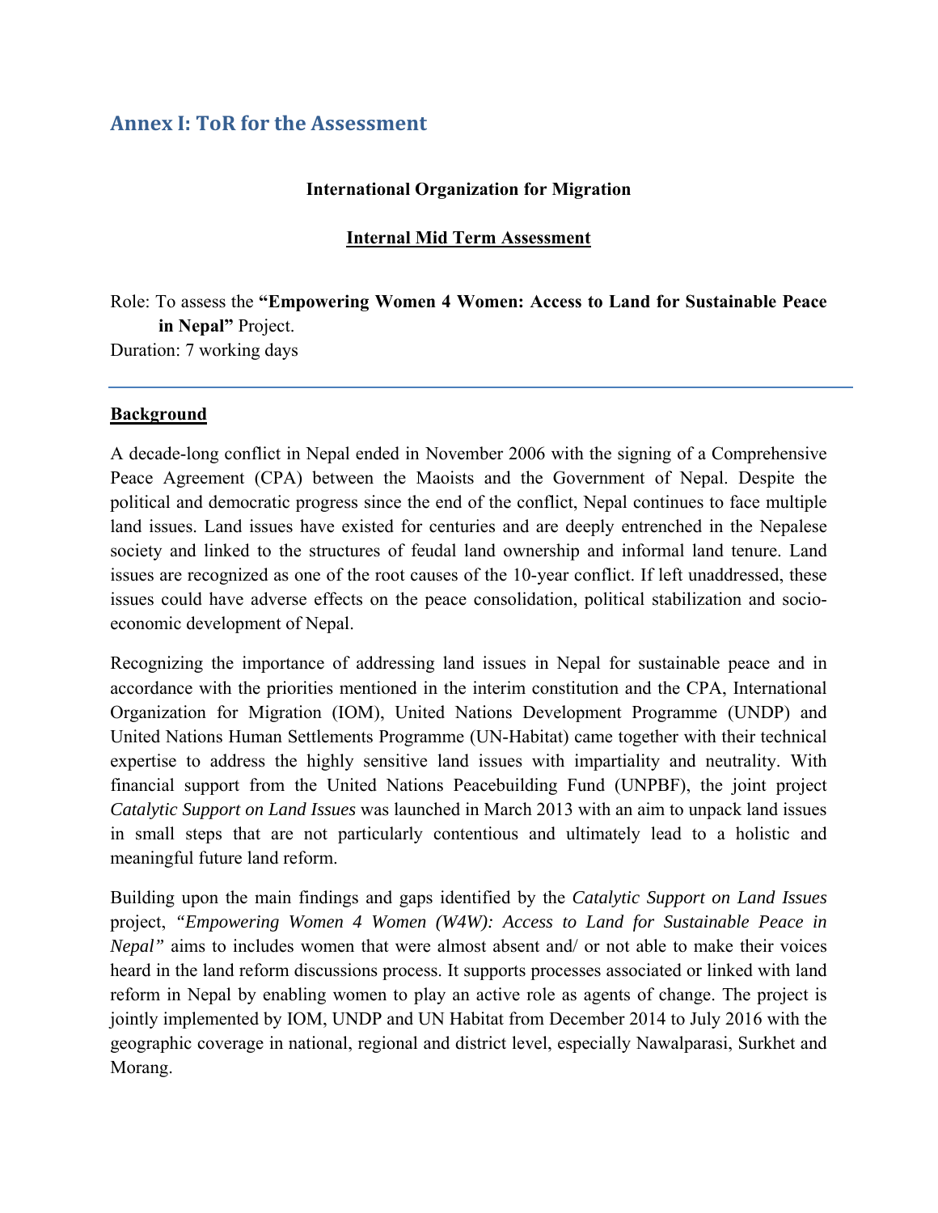## Annex I: ToR for the Assessment

**International Organization for Migration**

**Internal Mid Term Assessment**

Role: To assess the **"Empowering Women 4 Women: Access to Land for Sustainable Peace in Nepal"** Project.
Duration: 7 working days

---

**Background**

A decade-long conflict in Nepal ended in November 2006 with the signing of a Comprehensive Peace Agreement (CPA) between the Maoists and the Government of Nepal. Despite the political and democratic progress since the end of the conflict, Nepal continues to face multiple land issues. Land issues have existed for centuries and are deeply entrenched in the Nepalese society and linked to the structures of feudal land ownership and informal land tenure. Land issues are recognized as one of the root causes of the 10-year conflict. If left unaddressed, these issues could have adverse effects on the peace consolidation, political stabilization and socio-economic development of Nepal.

Recognizing the importance of addressing land issues in Nepal for sustainable peace and in accordance with the priorities mentioned in the interim constitution and the CPA, International Organization for Migration (IOM), United Nations Development Programme (UNDP) and United Nations Human Settlements Programme (UN-Habitat) came together with their technical expertise to address the highly sensitive land issues with impartiality and neutrality. With financial support from the United Nations Peacebuilding Fund (UNPBF), the joint project *Catalytic Support on Land Issues* was launched in March 2013 with an aim to unpack land issues in small steps that are not particularly contentious and ultimately lead to a holistic and meaningful future land reform.

Building upon the main findings and gaps identified by the *Catalytic Support on Land Issues* project, *"Empowering Women 4 Women (W4W): Access to Land for Sustainable Peace in Nepal"* aims to includes women that were almost absent and/ or not able to make their voices heard in the land reform discussions process. It supports processes associated or linked with land reform in Nepal by enabling women to play an active role as agents of change. The project is jointly implemented by IOM, UNDP and UN Habitat from December 2014 to July 2016 with the geographic coverage in national, regional and district level, especially Nawalparasi, Surkhet and Morang.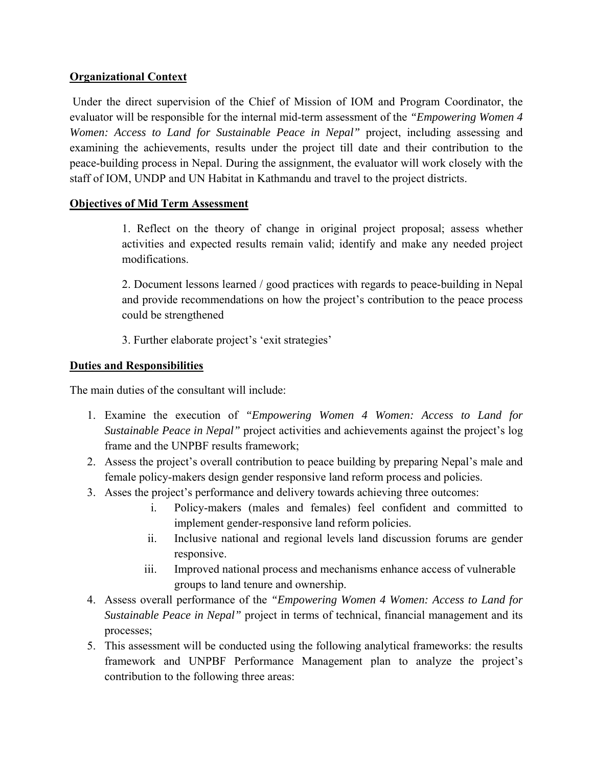**Organizational Context**

Under the direct supervision of the Chief of Mission of IOM and Program Coordinator, the evaluator will be responsible for the internal mid-term assessment of the *"Empowering Women 4 Women: Access to Land for Sustainable Peace in Nepal"* project, including assessing and examining the achievements, results under the project till date and their contribution to the peace-building process in Nepal. During the assignment, the evaluator will work closely with the staff of IOM, UNDP and UN Habitat in Kathmandu and travel to the project districts.

**Objectives of Mid Term Assessment**

1. Reflect on the theory of change in original project proposal; assess whether activities and expected results remain valid; identify and make any needed project modifications.

2. Document lessons learned / good practices with regards to peace-building in Nepal and provide recommendations on how the project's contribution to the peace process could be strengthened

3. Further elaborate project's 'exit strategies'

**Duties and Responsibilities**

The main duties of the consultant will include:

1. Examine the execution of *"Empowering Women 4 Women: Access to Land for Sustainable Peace in Nepal"* project activities and achievements against the project's log frame and the UNPBF results framework;
2. Assess the project's overall contribution to peace building by preparing Nepal's male and female policy-makers design gender responsive land reform process and policies.
3. Asses the project's performance and delivery towards achieving three outcomes:
   i. Policy-makers (males and females) feel confident and committed to implement gender-responsive land reform policies.
   ii. Inclusive national and regional levels land discussion forums are gender responsive.
   iii. Improved national process and mechanisms enhance access of vulnerable groups to land tenure and ownership.
4. Assess overall performance of the *"Empowering Women 4 Women: Access to Land for Sustainable Peace in Nepal"* project in terms of technical, financial management and its processes;
5. This assessment will be conducted using the following analytical frameworks: the results framework and UNPBF Performance Management plan to analyze the project's contribution to the following three areas: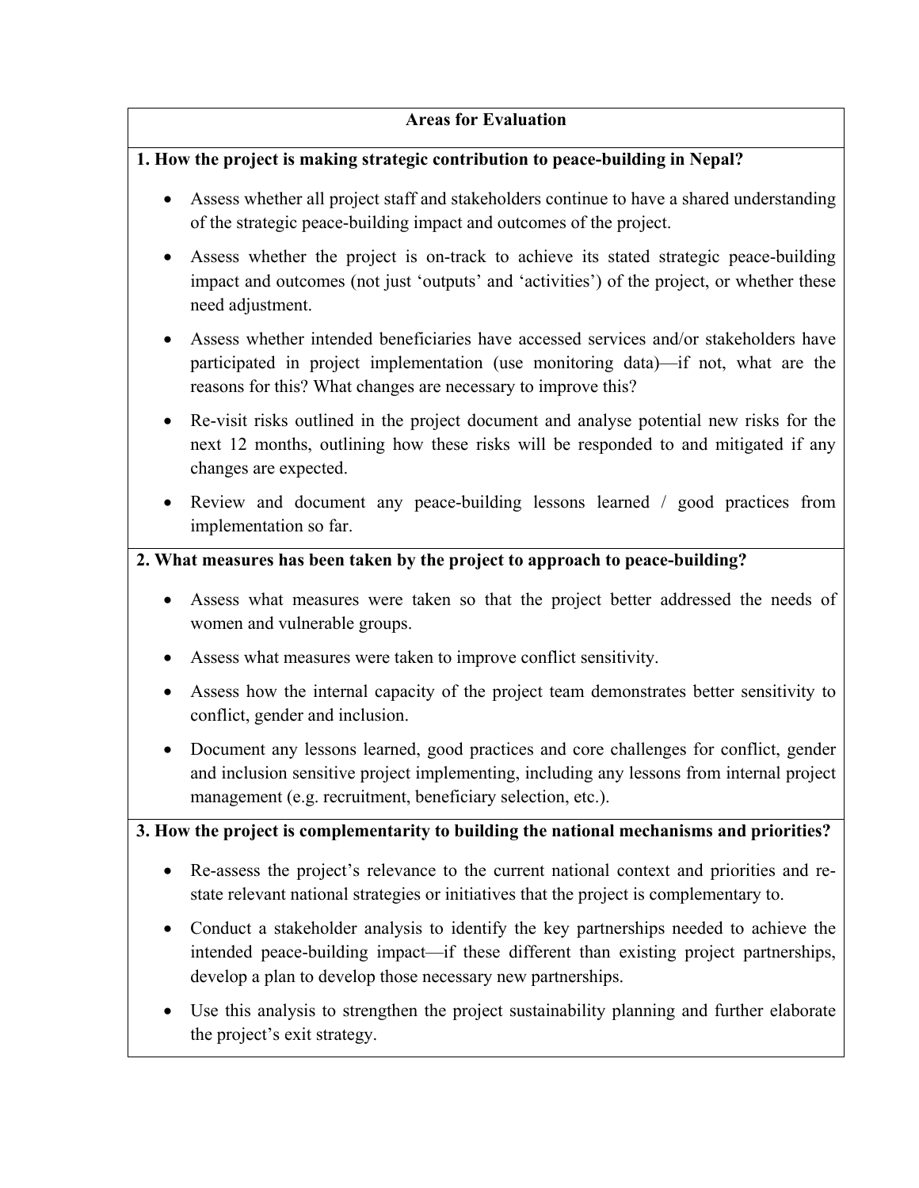**Areas for Evaluation**

**1. How the project is making strategic contribution to peace-building in Nepal?**

- Assess whether all project staff and stakeholders continue to have a shared understanding of the strategic peace-building impact and outcomes of the project.
- Assess whether the project is on-track to achieve its stated strategic peace-building impact and outcomes (not just 'outputs' and 'activities') of the project, or whether these need adjustment.
- Assess whether intended beneficiaries have accessed services and/or stakeholders have participated in project implementation (use monitoring data)—if not, what are the reasons for this? What changes are necessary to improve this?
- Re-visit risks outlined in the project document and analyse potential new risks for the next 12 months, outlining how these risks will be responded to and mitigated if any changes are expected.
- Review and document any peace-building lessons learned / good practices from implementation so far.

**2. What measures has been taken by the project to approach to peace-building?**

- Assess what measures were taken so that the project better addressed the needs of women and vulnerable groups.
- Assess what measures were taken to improve conflict sensitivity.
- Assess how the internal capacity of the project team demonstrates better sensitivity to conflict, gender and inclusion.
- Document any lessons learned, good practices and core challenges for conflict, gender and inclusion sensitive project implementing, including any lessons from internal project management (e.g. recruitment, beneficiary selection, etc.).

**3. How the project is complementarity to building the national mechanisms and priorities?**

- Re-assess the project's relevance to the current national context and priorities and re-state relevant national strategies or initiatives that the project is complementary to.
- Conduct a stakeholder analysis to identify the key partnerships needed to achieve the intended peace-building impact—if these different than existing project partnerships, develop a plan to develop those necessary new partnerships.
- Use this analysis to strengthen the project sustainability planning and further elaborate the project's exit strategy.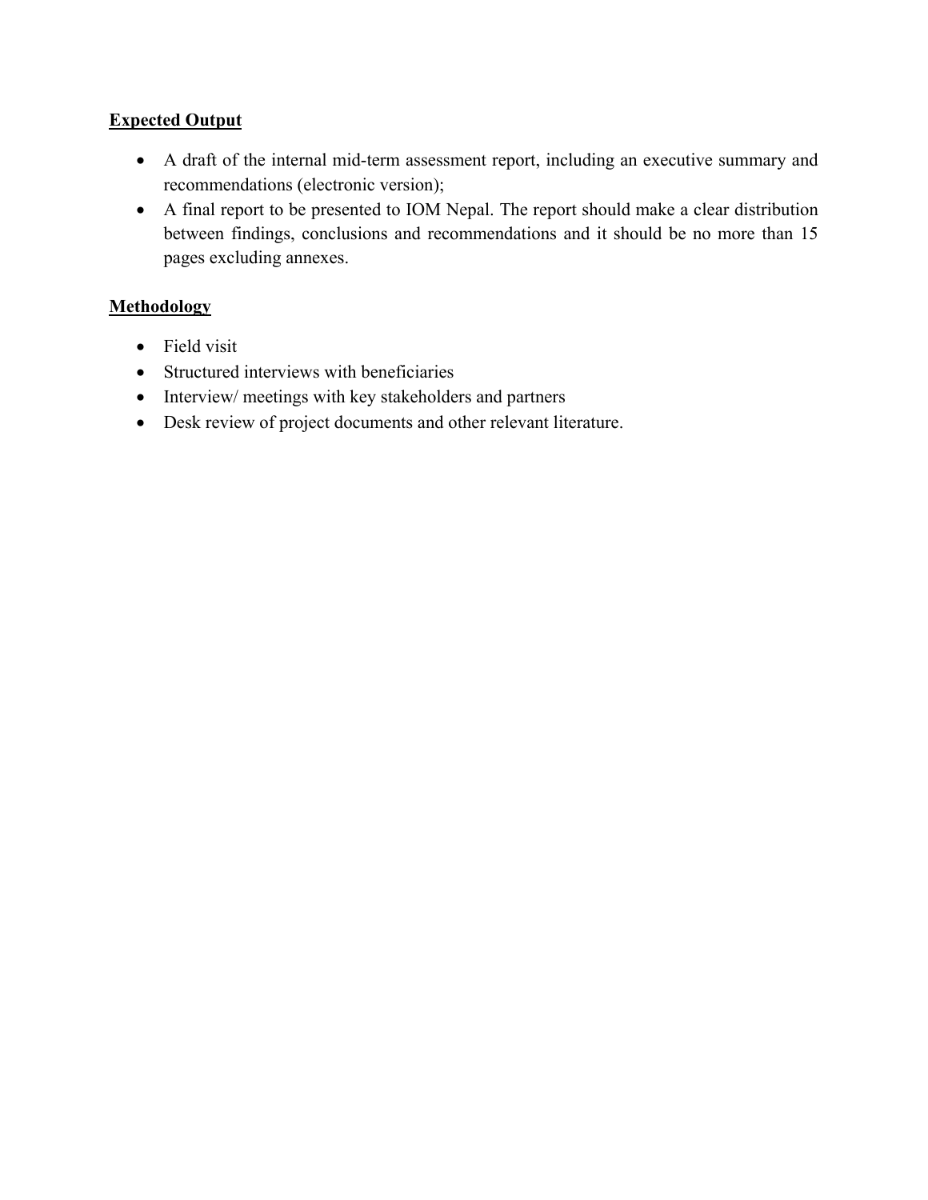**Expected Output**

- A draft of the internal mid-term assessment report, including an executive summary and recommendations (electronic version);
- A final report to be presented to IOM Nepal. The report should make a clear distribution between findings, conclusions and recommendations and it should be no more than 15 pages excluding annexes.

**Methodology**

- Field visit
- Structured interviews with beneficiaries
- Interview/ meetings with key stakeholders and partners
- Desk review of project documents and other relevant literature.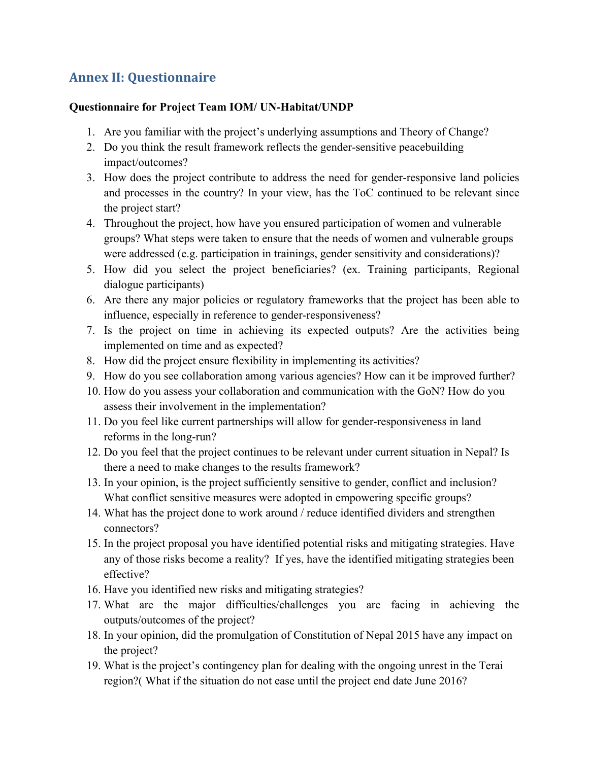## Annex II: Questionnaire

**Questionnaire for Project Team IOM/ UN-Habitat/UNDP**

1. Are you familiar with the project's underlying assumptions and Theory of Change?
2. Do you think the result framework reflects the gender-sensitive peacebuilding impact/outcomes?
3. How does the project contribute to address the need for gender-responsive land policies and processes in the country? In your view, has the ToC continued to be relevant since the project start?
4. Throughout the project, how have you ensured participation of women and vulnerable groups? What steps were taken to ensure that the needs of women and vulnerable groups were addressed (e.g. participation in trainings, gender sensitivity and considerations)?
5. How did you select the project beneficiaries? (ex. Training participants, Regional dialogue participants)
6. Are there any major policies or regulatory frameworks that the project has been able to influence, especially in reference to gender-responsiveness?
7. Is the project on time in achieving its expected outputs? Are the activities being implemented on time and as expected?
8. How did the project ensure flexibility in implementing its activities?
9. How do you see collaboration among various agencies? How can it be improved further?
10. How do you assess your collaboration and communication with the GoN? How do you assess their involvement in the implementation?
11. Do you feel like current partnerships will allow for gender-responsiveness in land reforms in the long-run?
12. Do you feel that the project continues to be relevant under current situation in Nepal? Is there a need to make changes to the results framework?
13. In your opinion, is the project sufficiently sensitive to gender, conflict and inclusion? What conflict sensitive measures were adopted in empowering specific groups?
14. What has the project done to work around / reduce identified dividers and strengthen connectors?
15. In the project proposal you have identified potential risks and mitigating strategies. Have any of those risks become a reality? If yes, have the identified mitigating strategies been effective?
16. Have you identified new risks and mitigating strategies?
17. What are the major difficulties/challenges you are facing in achieving the outputs/outcomes of the project?
18. In your opinion, did the promulgation of Constitution of Nepal 2015 have any impact on the project?
19. What is the project's contingency plan for dealing with the ongoing unrest in the Terai region?( What if the situation do not ease until the project end date June 2016?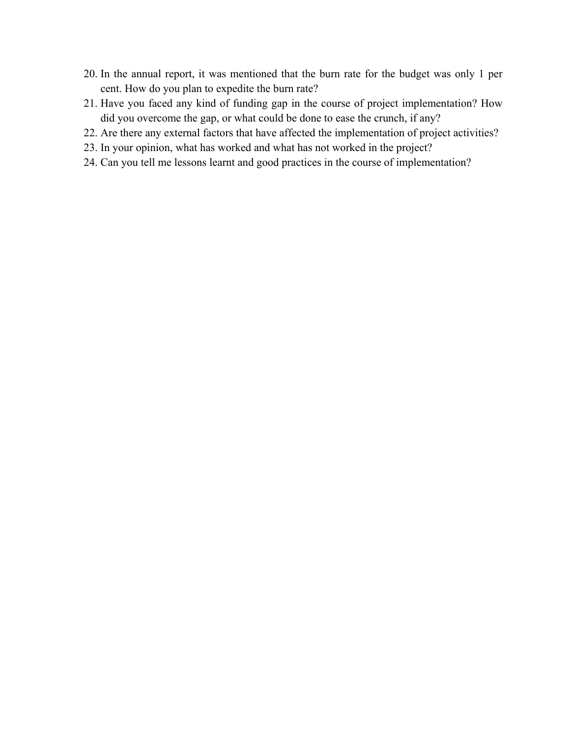20. In the annual report, it was mentioned that the burn rate for the budget was only 1 per cent. How do you plan to expedite the burn rate?
21. Have you faced any kind of funding gap in the course of project implementation? How did you overcome the gap, or what could be done to ease the crunch, if any?
22. Are there any external factors that have affected the implementation of project activities?
23. In your opinion, what has worked and what has not worked in the project?
24. Can you tell me lessons learnt and good practices in the course of implementation?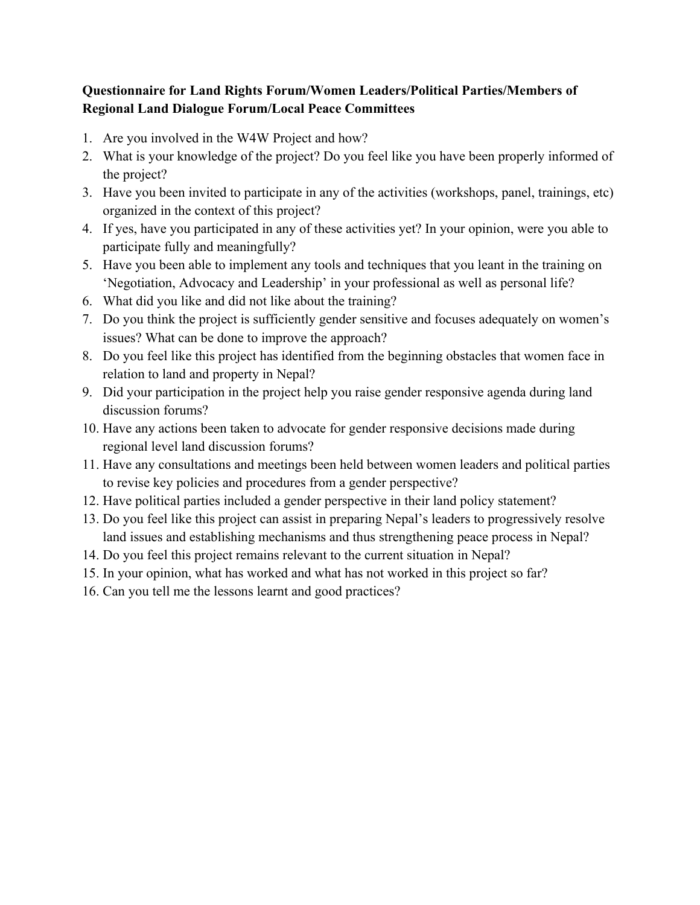**Questionnaire for Land Rights Forum/Women Leaders/Political Parties/Members of Regional Land Dialogue Forum/Local Peace Committees**

1. Are you involved in the W4W Project and how?
2. What is your knowledge of the project? Do you feel like you have been properly informed of the project?
3. Have you been invited to participate in any of the activities (workshops, panel, trainings, etc) organized in the context of this project?
4. If yes, have you participated in any of these activities yet? In your opinion, were you able to participate fully and meaningfully?
5. Have you been able to implement any tools and techniques that you leant in the training on 'Negotiation, Advocacy and Leadership' in your professional as well as personal life?
6. What did you like and did not like about the training?
7. Do you think the project is sufficiently gender sensitive and focuses adequately on women's issues? What can be done to improve the approach?
8. Do you feel like this project has identified from the beginning obstacles that women face in relation to land and property in Nepal?
9. Did your participation in the project help you raise gender responsive agenda during land discussion forums?
10. Have any actions been taken to advocate for gender responsive decisions made during regional level land discussion forums?
11. Have any consultations and meetings been held between women leaders and political parties to revise key policies and procedures from a gender perspective?
12. Have political parties included a gender perspective in their land policy statement?
13. Do you feel like this project can assist in preparing Nepal's leaders to progressively resolve land issues and establishing mechanisms and thus strengthening peace process in Nepal?
14. Do you feel this project remains relevant to the current situation in Nepal?
15. In your opinion, what has worked and what has not worked in this project so far?
16. Can you tell me the lessons learnt and good practices?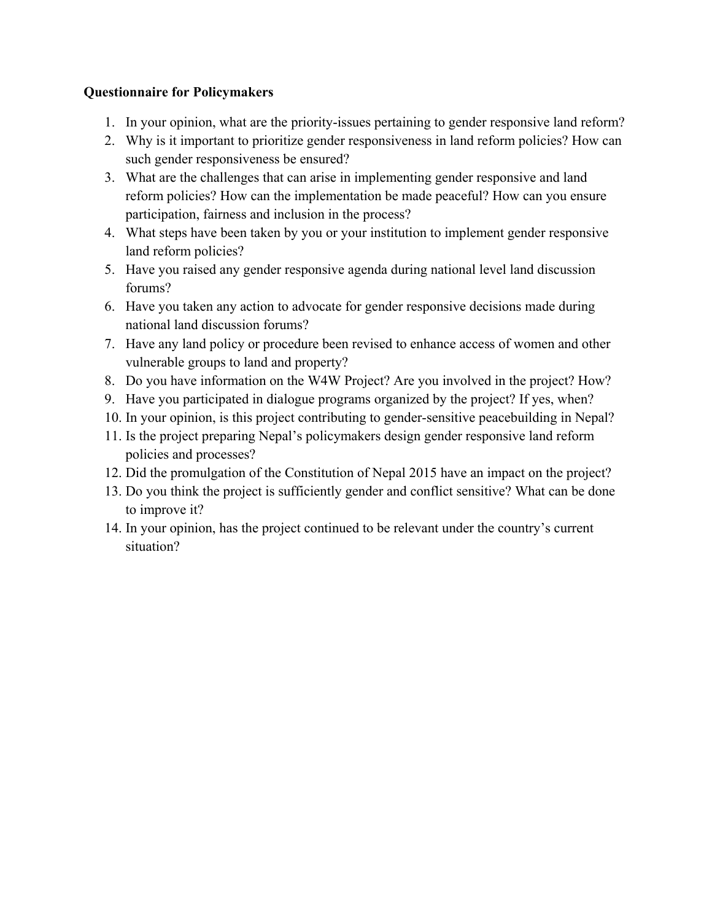**Questionnaire for Policymakers**

1. In your opinion, what are the priority-issues pertaining to gender responsive land reform?
2. Why is it important to prioritize gender responsiveness in land reform policies? How can such gender responsiveness be ensured?
3. What are the challenges that can arise in implementing gender responsive and land reform policies? How can the implementation be made peaceful? How can you ensure participation, fairness and inclusion in the process?
4. What steps have been taken by you or your institution to implement gender responsive land reform policies?
5. Have you raised any gender responsive agenda during national level land discussion forums?
6. Have you taken any action to advocate for gender responsive decisions made during national land discussion forums?
7. Have any land policy or procedure been revised to enhance access of women and other vulnerable groups to land and property?
8. Do you have information on the W4W Project? Are you involved in the project? How?
9. Have you participated in dialogue programs organized by the project? If yes, when?
10. In your opinion, is this project contributing to gender-sensitive peacebuilding in Nepal?
11. Is the project preparing Nepal's policymakers design gender responsive land reform policies and processes?
12. Did the promulgation of the Constitution of Nepal 2015 have an impact on the project?
13. Do you think the project is sufficiently gender and conflict sensitive? What can be done to improve it?
14. In your opinion, has the project continued to be relevant under the country's current situation?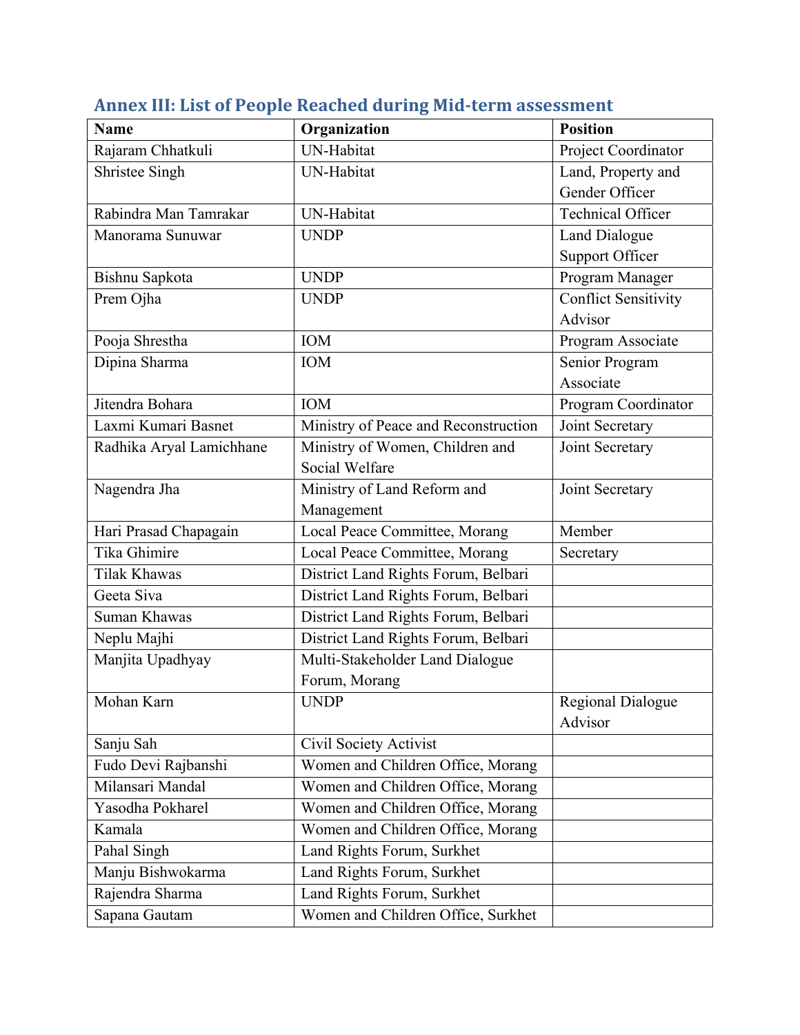## Annex III: List of People Reached during Mid-term assessment

| Name | Organization | Position |
|---|---|---|
| Rajaram Chhatkuli | UN-Habitat | Project Coordinator |
| Shristee Singh | UN-Habitat | Land, Property and Gender Officer |
| Rabindra Man Tamrakar | UN-Habitat | Technical Officer |
| Manorama Sunuwar | UNDP | Land Dialogue Support Officer |
| Bishnu Sapkota | UNDP | Program Manager |
| Prem Ojha | UNDP | Conflict Sensitivity Advisor |
| Pooja Shrestha | IOM | Program Associate |
| Dipina Sharma | IOM | Senior Program Associate |
| Jitendra Bohara | IOM | Program Coordinator |
| Laxmi Kumari Basnet | Ministry of Peace and Reconstruction | Joint Secretary |
| Radhika Aryal Lamichhane | Ministry of Women, Children and Social Welfare | Joint Secretary |
| Nagendra Jha | Ministry of Land Reform and Management | Joint Secretary |
| Hari Prasad Chapagain | Local Peace Committee, Morang | Member |
| Tika Ghimire | Local Peace Committee, Morang | Secretary |
| Tilak Khawas | District Land Rights Forum, Belbari | |
| Geeta Siva | District Land Rights Forum, Belbari | |
| Suman Khawas | District Land Rights Forum, Belbari | |
| Neplu Majhi | District Land Rights Forum, Belbari | |
| Manjita Upadhyay | Multi-Stakeholder Land Dialogue Forum, Morang | |
| Mohan Karn | UNDP | Regional Dialogue Advisor |
| Sanju Sah | Civil Society Activist | |
| Fudo Devi Rajbanshi | Women and Children Office, Morang | |
| Milansari Mandal | Women and Children Office, Morang | |
| Yasodha Pokharel | Women and Children Office, Morang | |
| Kamala | Women and Children Office, Morang | |
| Pahal Singh | Land Rights Forum, Surkhet | |
| Manju Bishwokarma | Land Rights Forum, Surkhet | |
| Rajendra Sharma | Land Rights Forum, Surkhet | |
| Sapana Gautam | Women and Children Office, Surkhet | |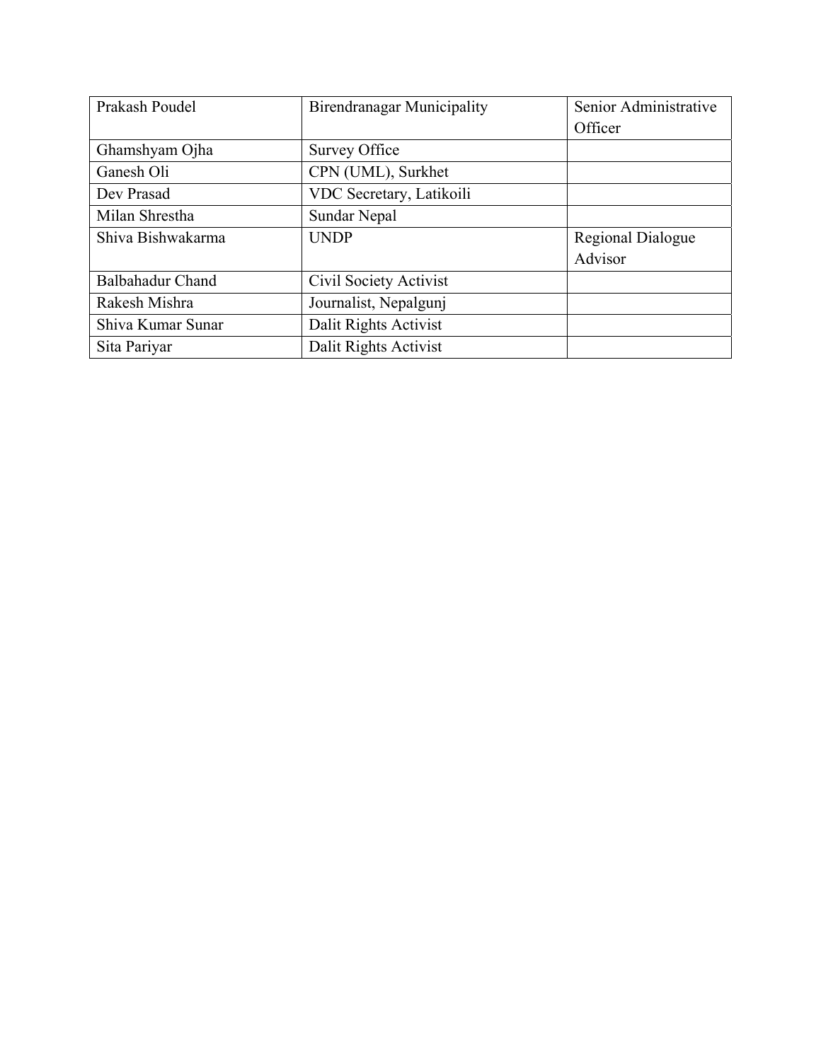| Prakash Poudel | Birendranagar Municipality | Senior Administrative Officer |
|---|---|---|
| Ghamshyam Ojha | Survey Office | |
| Ganesh Oli | CPN (UML), Surkhet | |
| Dev Prasad | VDC Secretary, Latikoili | |
| Milan Shrestha | Sundar Nepal | |
| Shiva Bishwakarma | UNDP | Regional Dialogue Advisor |
| Balbahadur Chand | Civil Society Activist | |
| Rakesh Mishra | Journalist, Nepalgunj | |
| Shiva Kumar Sunar | Dalit Rights Activist | |
| Sita Pariyar | Dalit Rights Activist | |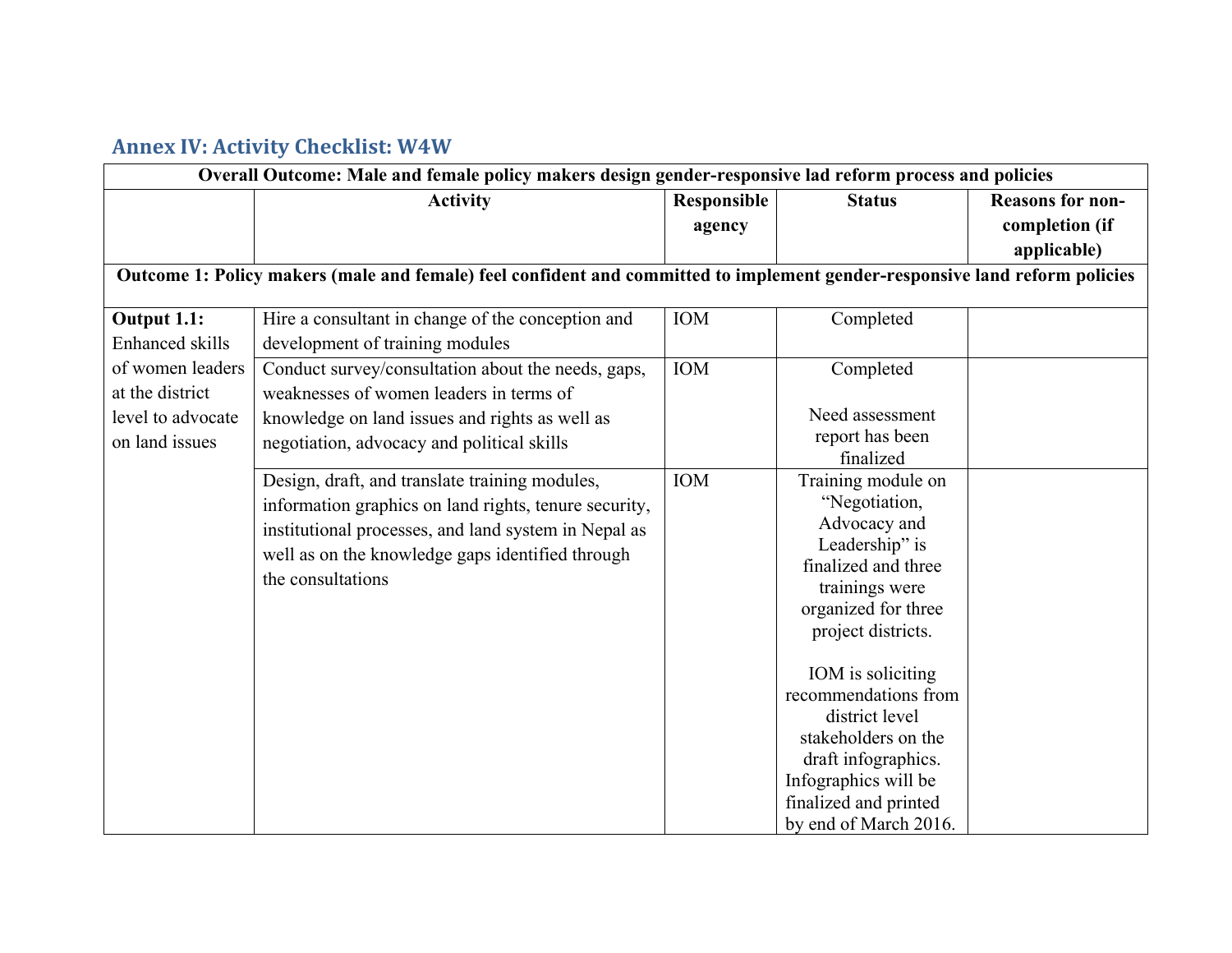## Annex IV: Activity Checklist: W4W

| Overall Outcome: Male and female policy makers design gender-responsive lad reform process and policies | | | | |
|---|---|---|---|---|
| | **Activity** | **Responsible agency** | **Status** | **Reasons for non-completion (if applicable)** |
| **Outcome 1: Policy makers (male and female) feel confident and committed to implement gender-responsive land reform policies** | | | | |
| **Output 1.1:** Enhanced skills of women leaders at the district level to advocate on land issues | Hire a consultant in change of the conception and development of training modules | IOM | Completed | |
| | Conduct survey/consultation about the needs, gaps, weaknesses of women leaders in terms of knowledge on land issues and rights as well as negotiation, advocacy and political skills | IOM | Completed<br><br>Need assessment report has been finalized | |
| | Design, draft, and translate training modules, information graphics on land rights, tenure security, institutional processes, and land system in Nepal as well as on the knowledge gaps identified through the consultations | IOM | Training module on "Negotiation, Advocacy and Leadership" is finalized and three trainings were organized for three project districts.<br><br>IOM is soliciting recommendations from district level stakeholders on the draft infographics. Infographics will be finalized and printed by end of March 2016. | |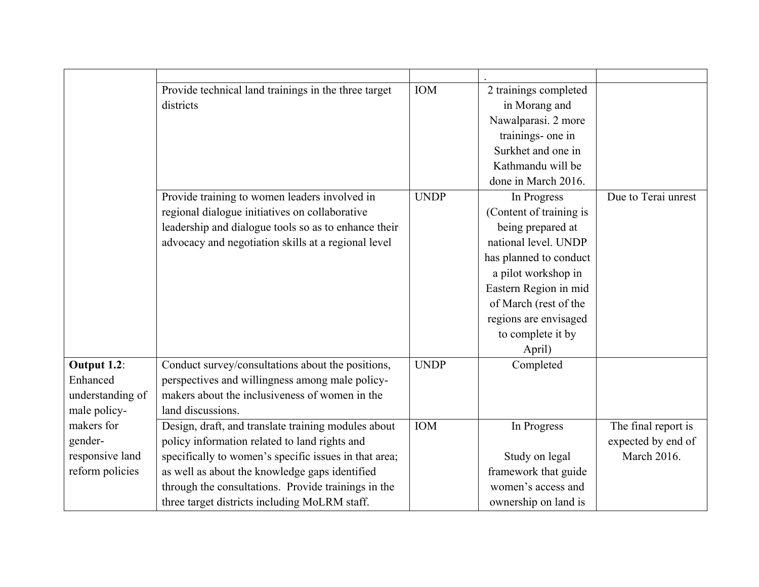| | | | | |
|---|---|---|---|---|
| | | | . | |
| | Provide technical land trainings in the three target districts | IOM | 2 trainings completed in Morang and Nawalparasi. 2 more trainings- one in Surkhet and one in Kathmandu will be done in March 2016. | |
| | Provide training to women leaders involved in regional dialogue initiatives on collaborative leadership and dialogue tools so as to enhance their advocacy and negotiation skills at a regional level | UNDP | In Progress (Content of training is being prepared at national level. UNDP has planned to conduct a pilot workshop in Eastern Region in mid of March (rest of the regions are envisaged to complete it by April) | Due to Terai unrest |
| **Output 1.2**: Enhanced understanding of male policy-makers for gender-responsive land reform policies | Conduct survey/consultations about the positions, perspectives and willingness among male policy-makers about the inclusiveness of women in the land discussions. | UNDP | Completed | |
| | Design, draft, and translate training modules about policy information related to land rights and specifically to women's specific issues in that area; as well as about the knowledge gaps identified through the consultations. Provide trainings in the three target districts including MoLRM staff. | IOM | In Progress<br><br>Study on legal framework that guide women's access and ownership on land is | The final report is expected by end of March 2016. |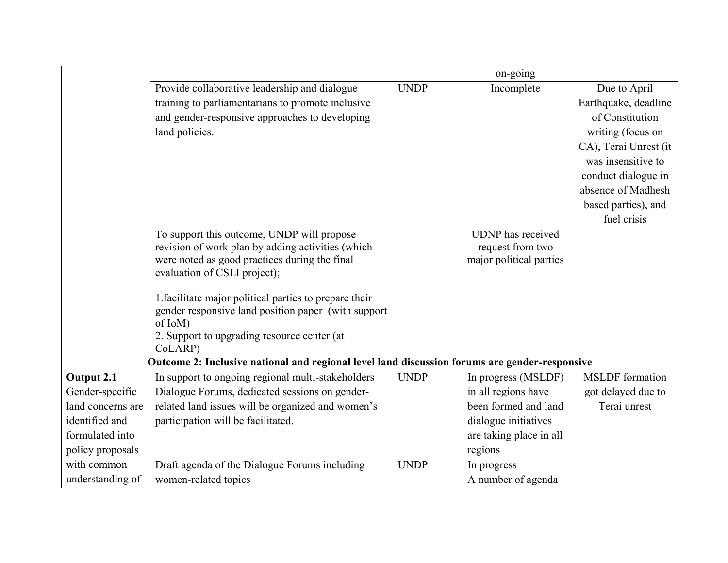| | | | | |
|---|---|---|---|---|
| | | | on-going | |
| | Provide collaborative leadership and dialogue training to parliamentarians to promote inclusive and gender-responsive approaches to developing land policies. | UNDP | Incomplete | Due to April Earthquake, deadline of Constitution writing (focus on CA), Terai Unrest (it was insensitive to conduct dialogue in absence of Madhesh based parties), and fuel crisis |
| | To support this outcome, UNDP will propose revision of work plan by adding activities (which were noted as good practices during the final evaluation of CSLI project);<br><br>1.facilitate major political parties to prepare their gender responsive land position paper (with support of IoM)<br>2. Support to upgrading resource center (at CoLARP) | | UDNP has received request from two major political parties | |
| **Outcome 2: Inclusive national and regional level land discussion forums are gender-responsive** | | | | |
| **Output 2.1** Gender-specific land concerns are identified and formulated into policy proposals with common understanding of | In support to ongoing regional multi-stakeholders Dialogue Forums, dedicated sessions on gender-related land issues will be organized and women's participation will be facilitated. | UNDP | In progress (MSLDF) in all regions have been formed and land dialogue initiatives are taking place in all regions | MSLDF formation got delayed due to Terai unrest |
| | Draft agenda of the Dialogue Forums including women-related topics | UNDP | In progress<br>A number of agenda | |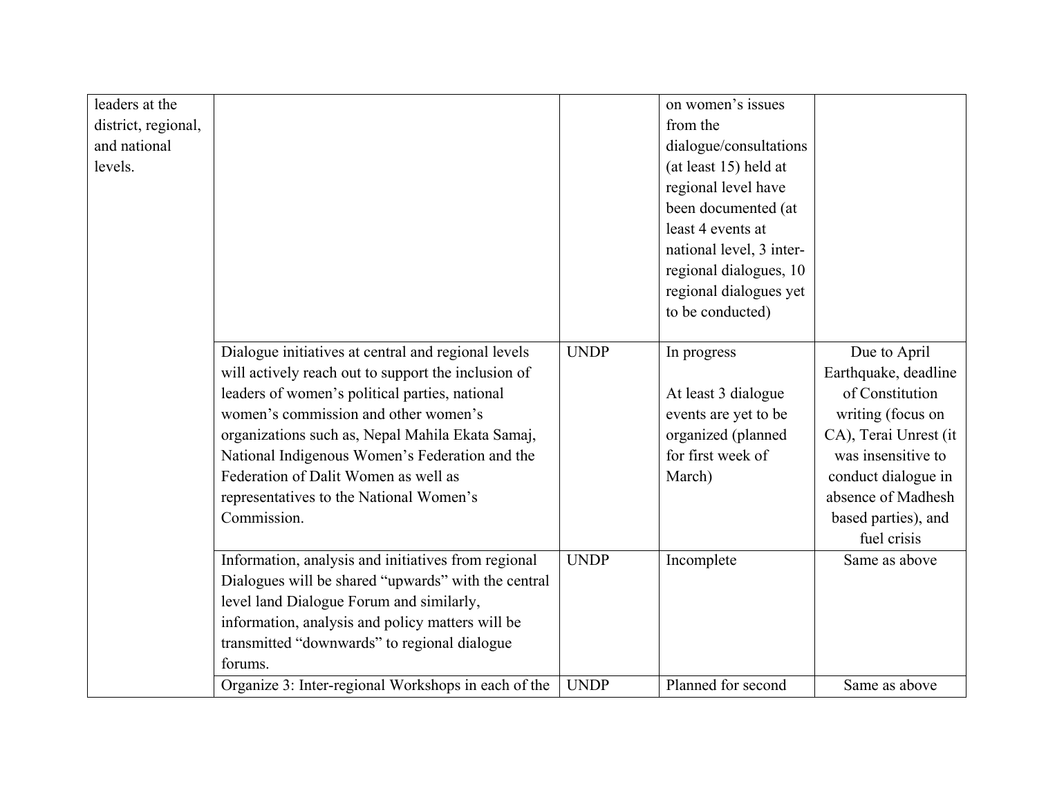| | | | | |
|---|---|---|---|---|
| leaders at the district, regional, and national levels. | | | on women's issues from the dialogue/consultations (at least 15) held at regional level have been documented (at least 4 events at national level, 3 inter-regional dialogues, 10 regional dialogues yet to be conducted) | |
| | Dialogue initiatives at central and regional levels will actively reach out to support the inclusion of leaders of women's political parties, national women's commission and other women's organizations such as, Nepal Mahila Ekata Samaj, National Indigenous Women's Federation and the Federation of Dalit Women as well as representatives to the National Women's Commission. | UNDP | In progress<br><br>At least 3 dialogue events are yet to be organized (planned for first week of March) | Due to April Earthquake, deadline of Constitution writing (focus on CA), Terai Unrest (it was insensitive to conduct dialogue in absence of Madhesh based parties), and fuel crisis |
| | Information, analysis and initiatives from regional Dialogues will be shared "upwards" with the central level land Dialogue Forum and similarly, information, analysis and policy matters will be transmitted "downwards" to regional dialogue forums. | UNDP | Incomplete | Same as above |
| | Organize 3: Inter-regional Workshops in each of the | UNDP | Planned for second | Same as above |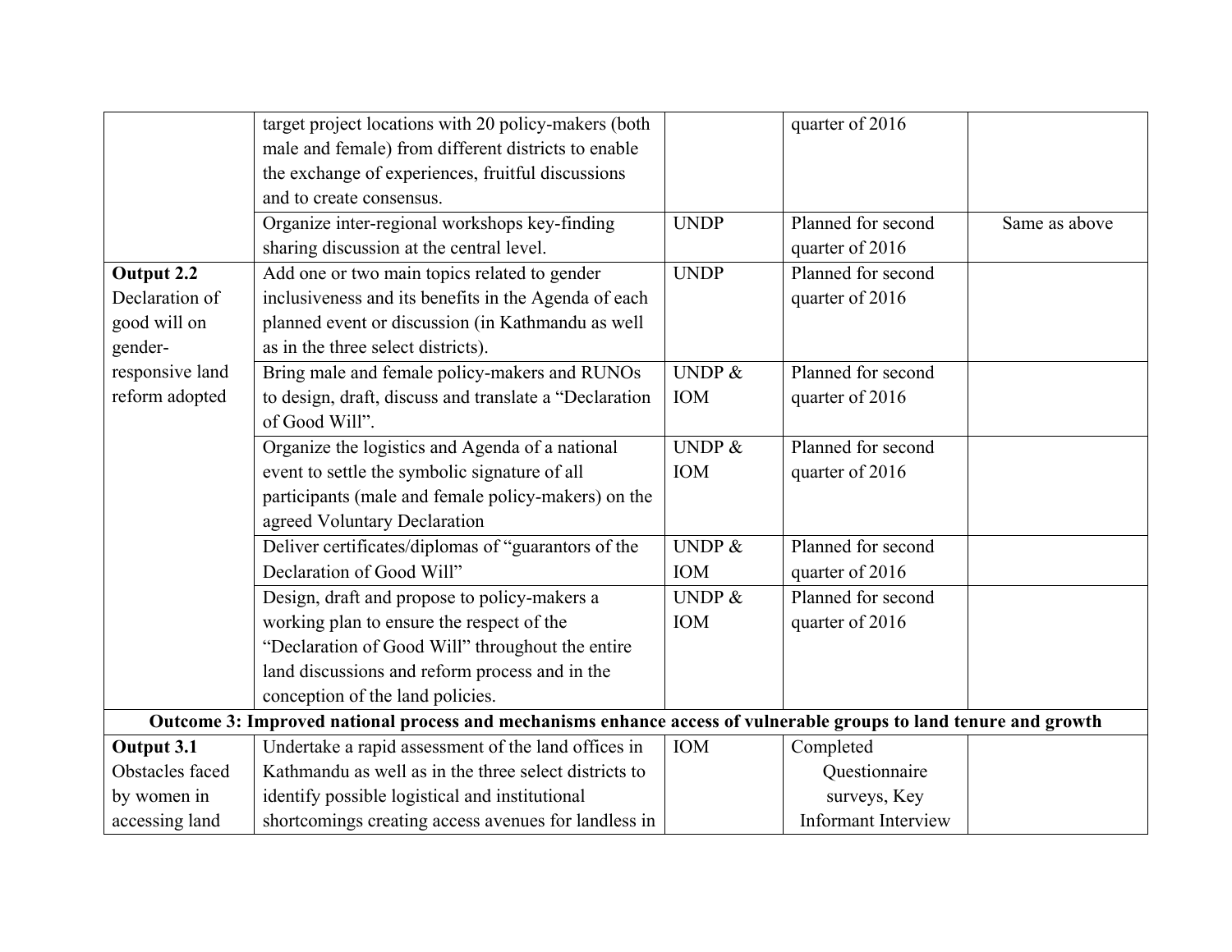| | | | | |
|---|---|---|---|---|
| | target project locations with 20 policy-makers (both male and female) from different districts to enable the exchange of experiences, fruitful discussions and to create consensus. | | quarter of 2016 | |
| | Organize inter-regional workshops key-finding sharing discussion at the central level. | UNDP | Planned for second quarter of 2016 | Same as above |
| **Output 2.2** Declaration of good will on gender-responsive land reform adopted | Add one or two main topics related to gender inclusiveness and its benefits in the Agenda of each planned event or discussion (in Kathmandu as well as in the three select districts). | UNDP | Planned for second quarter of 2016 | |
| | Bring male and female policy-makers and RUNOs to design, draft, discuss and translate a "Declaration of Good Will". | UNDP & IOM | Planned for second quarter of 2016 | |
| | Organize the logistics and Agenda of a national event to settle the symbolic signature of all participants (male and female policy-makers) on the agreed Voluntary Declaration | UNDP & IOM | Planned for second quarter of 2016 | |
| | Deliver certificates/diplomas of "guarantors of the Declaration of Good Will" | UNDP & IOM | Planned for second quarter of 2016 | |
| | Design, draft and propose to policy-makers a working plan to ensure the respect of the "Declaration of Good Will" throughout the entire land discussions and reform process and in the conception of the land policies. | UNDP & IOM | Planned for second quarter of 2016 | |
| **Outcome 3: Improved national process and mechanisms enhance access of vulnerable groups to land tenure and growth** | | | | |
| **Output 3.1** Obstacles faced by women in accessing land | Undertake a rapid assessment of the land offices in Kathmandu as well as in the three select districts to identify possible logistical and institutional shortcomings creating access avenues for landless in | IOM | Completed Questionnaire surveys, Key Informant Interview | |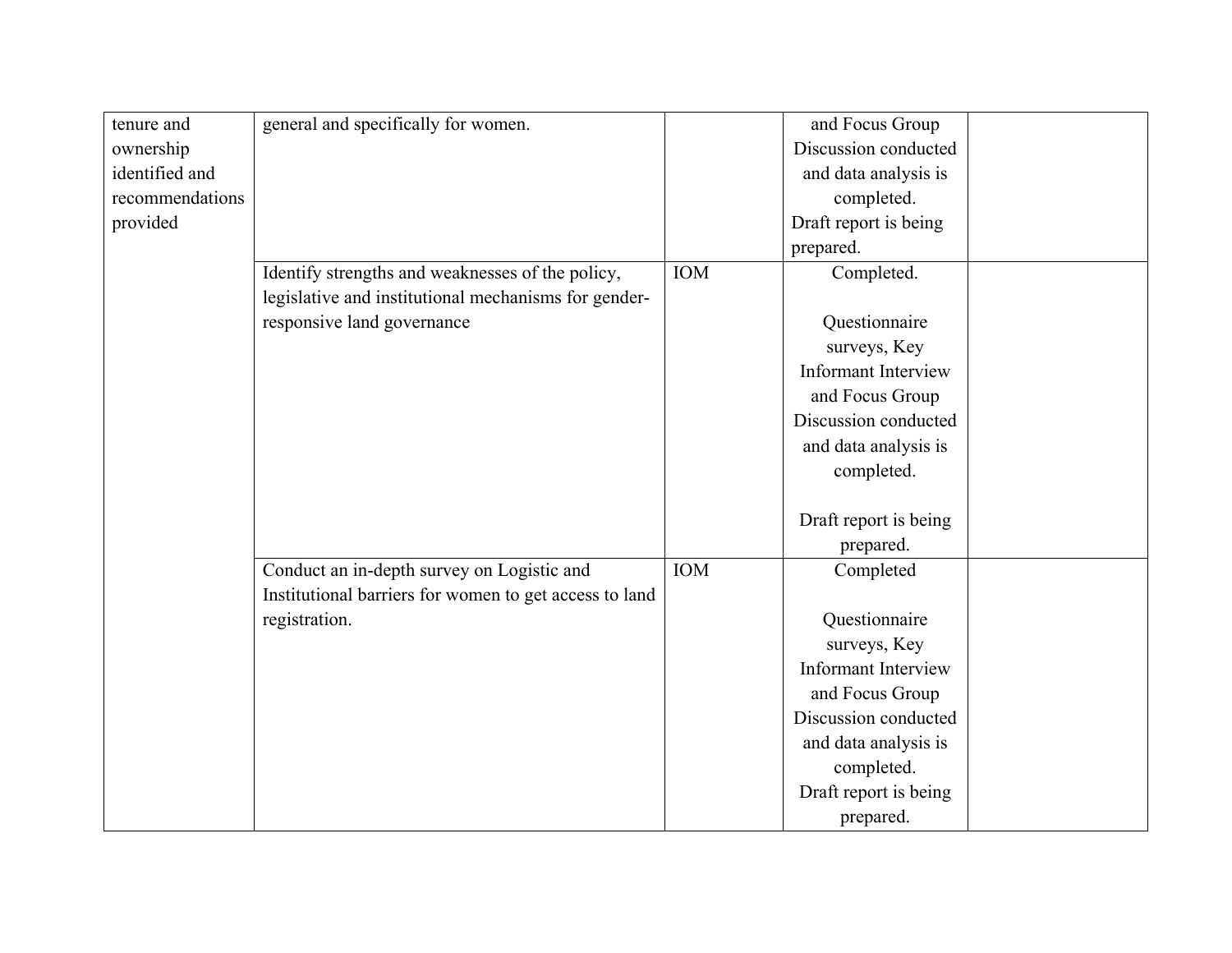| | | | | |
|---|---|---|---|---|
| tenure and ownership identified and recommendations provided | general and specifically for women. | | and Focus Group Discussion conducted and data analysis is completed.<br>Draft report is being prepared. | |
| | Identify strengths and weaknesses of the policy, legislative and institutional mechanisms for gender-responsive land governance | IOM | Completed.<br><br>Questionnaire surveys, Key Informant Interview and Focus Group Discussion conducted and data analysis is completed.<br><br>Draft report is being prepared. | |
| | Conduct an in-depth survey on Logistic and Institutional barriers for women to get access to land registration. | IOM | Completed<br><br>Questionnaire surveys, Key Informant Interview and Focus Group Discussion conducted and data analysis is completed.<br>Draft report is being prepared. | |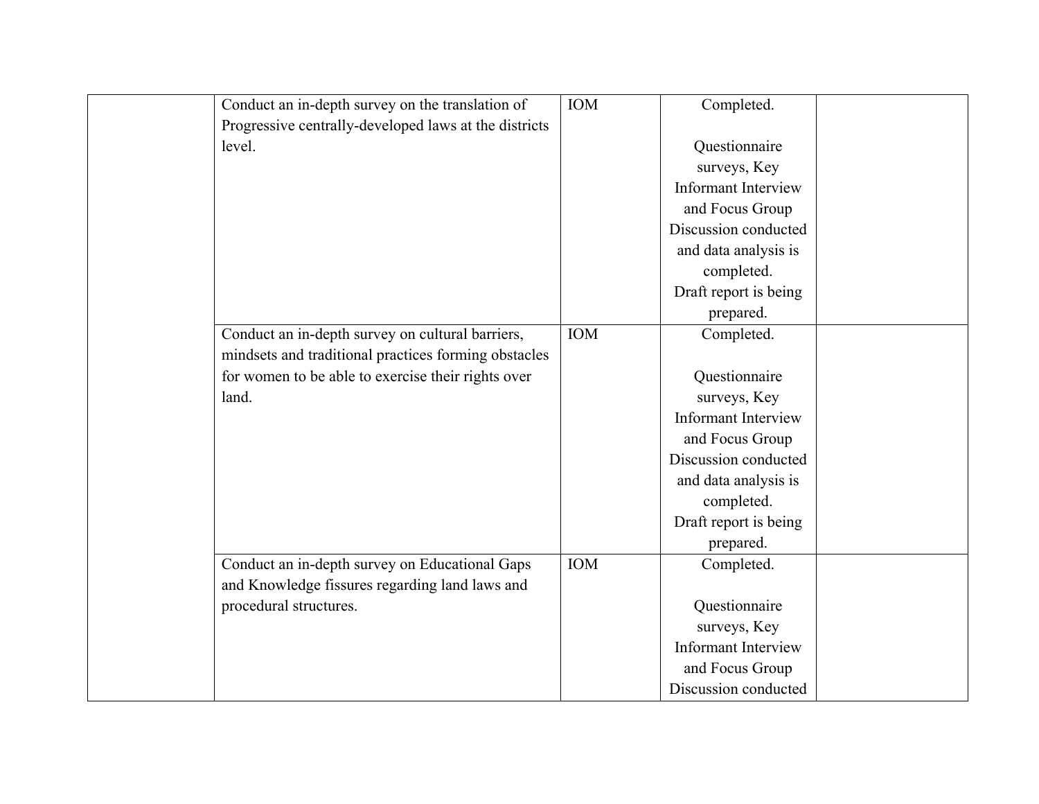| | | | | |
|---|---|---|---|---|
| | Conduct an in-depth survey on the translation of Progressive centrally-developed laws at the districts level. | IOM | Completed.<br><br>Questionnaire surveys, Key Informant Interview and Focus Group Discussion conducted and data analysis is completed.<br>Draft report is being prepared. | |
| | Conduct an in-depth survey on cultural barriers, mindsets and traditional practices forming obstacles for women to be able to exercise their rights over land. | IOM | Completed.<br><br>Questionnaire surveys, Key Informant Interview and Focus Group Discussion conducted and data analysis is completed.<br>Draft report is being prepared. | |
| | Conduct an in-depth survey on Educational Gaps and Knowledge fissures regarding land laws and procedural structures. | IOM | Completed.<br><br>Questionnaire surveys, Key Informant Interview and Focus Group Discussion conducted | |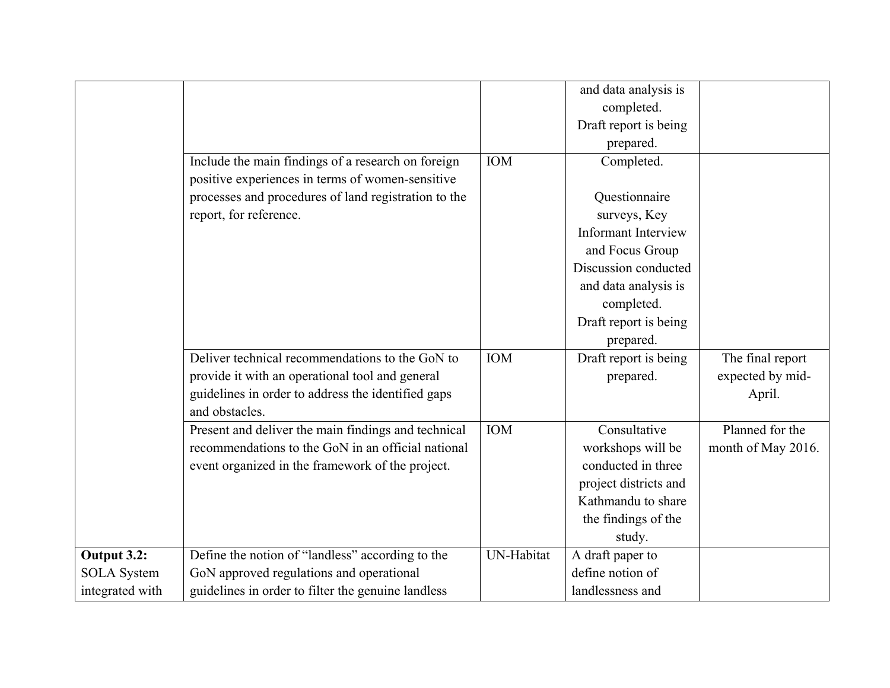| | | | | |
|---|---|---|---|---|
| | | | and data analysis is completed.<br>Draft report is being prepared. | |
| | Include the main findings of a research on foreign positive experiences in terms of women-sensitive processes and procedures of land registration to the report, for reference. | IOM | Completed.<br><br>Questionnaire surveys, Key Informant Interview and Focus Group Discussion conducted and data analysis is completed.<br>Draft report is being prepared. | |
| | Deliver technical recommendations to the GoN to provide it with an operational tool and general guidelines in order to address the identified gaps and obstacles. | IOM | Draft report is being prepared. | The final report expected by mid-April. |
| | Present and deliver the main findings and technical recommendations to the GoN in an official national event organized in the framework of the project. | IOM | Consultative workshops will be conducted in three project districts and Kathmandu to share the findings of the study. | Planned for the month of May 2016. |
| **Output 3.2:** SOLA System integrated with | Define the notion of "landless" according to the GoN approved regulations and operational guidelines in order to filter the genuine landless | UN-Habitat | A draft paper to define notion of landlessness and | |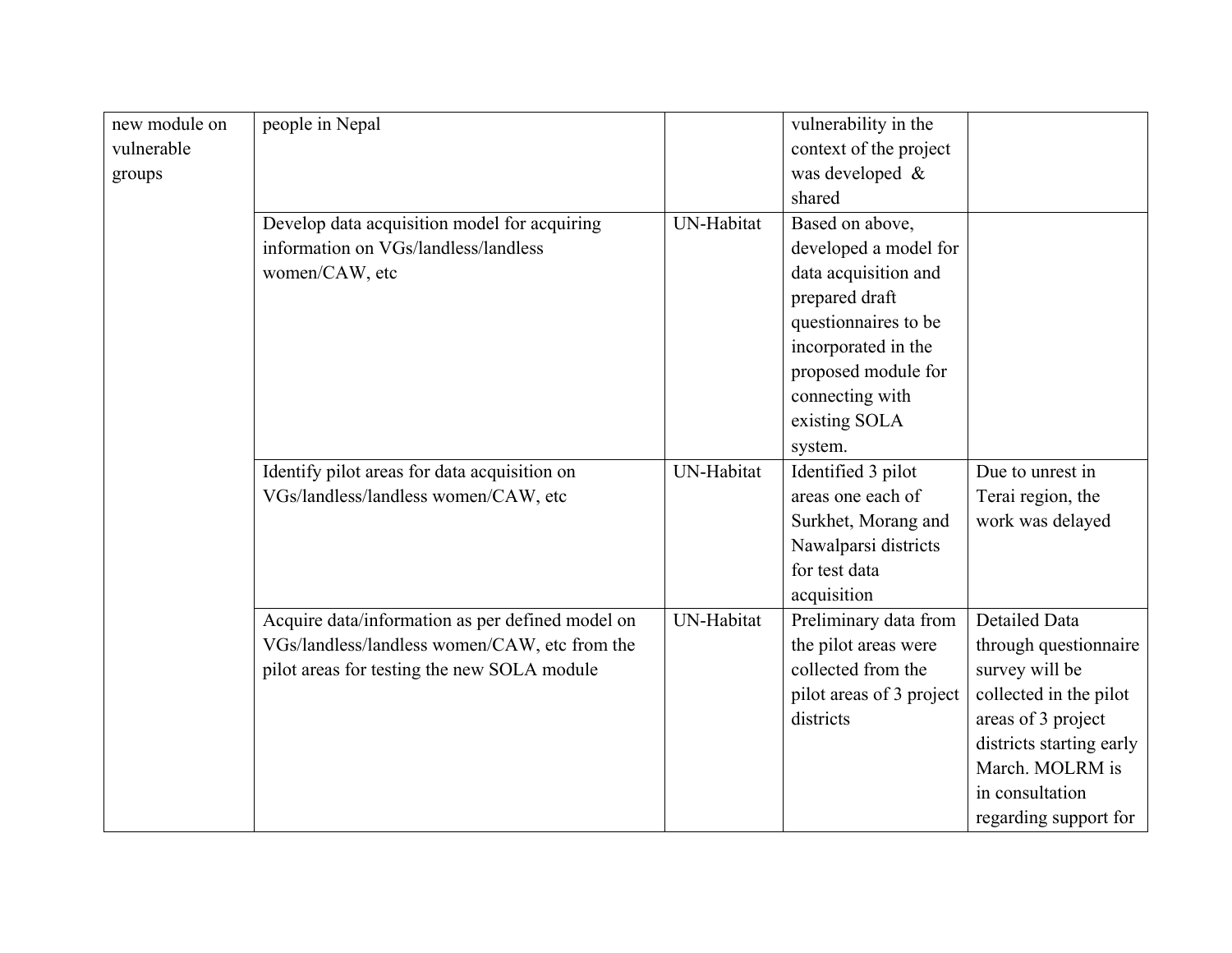| new module on vulnerable groups | people in Nepal | | vulnerability in the context of the project was developed & shared | |
|---|---|---|---|---|
| | Develop data acquisition model for acquiring information on VGs/landless/landless women/CAW, etc | UN-Habitat | Based on above, developed a model for data acquisition and prepared draft questionnaires to be incorporated in the proposed module for connecting with existing SOLA system. | |
| | Identify pilot areas for data acquisition on VGs/landless/landless women/CAW, etc | UN-Habitat | Identified 3 pilot areas one each of Surkhet, Morang and Nawalparsi districts for test data acquisition | Due to unrest in Terai region, the work was delayed |
| | Acquire data/information as per defined model on VGs/landless/landless women/CAW, etc from the pilot areas for testing the new SOLA module | UN-Habitat | Preliminary data from the pilot areas were collected from the pilot areas of 3 project districts | Detailed Data through questionnaire survey will be collected in the pilot areas of 3 project districts starting early March. MOLRM is in consultation regarding support for |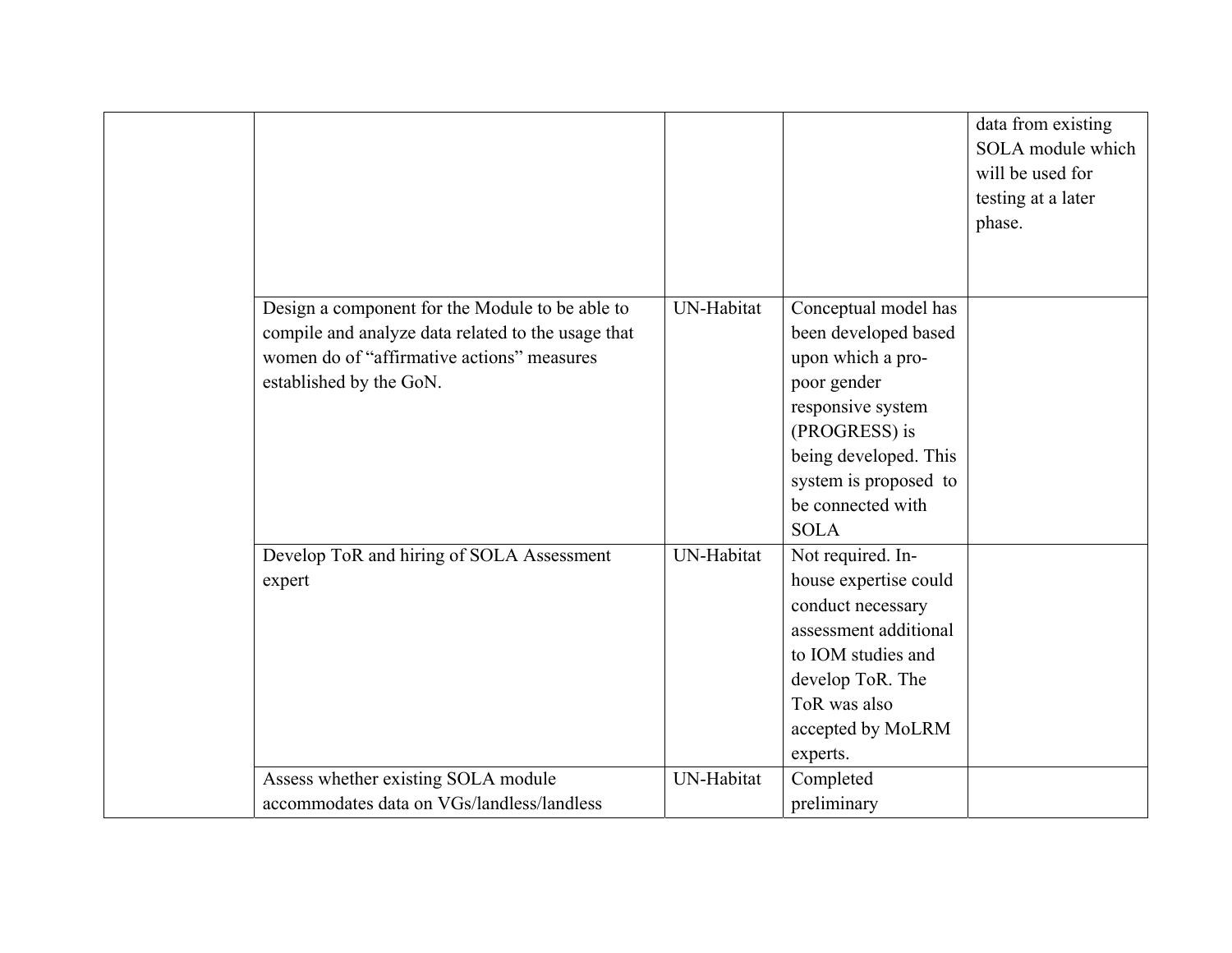| | | | | |
|---|---|---|---|---|
| | | | | data from existing SOLA module which will be used for testing at a later phase. |
| | Design a component for the Module to be able to compile and analyze data related to the usage that women do of "affirmative actions" measures established by the GoN. | UN-Habitat | Conceptual model has been developed based upon which a pro-poor gender responsive system (PROGRESS) is being developed. This system is proposed to be connected with SOLA | |
| | Develop ToR and hiring of SOLA Assessment expert | UN-Habitat | Not required. In-house expertise could conduct necessary assessment additional to IOM studies and develop ToR. The ToR was also accepted by MoLRM experts. | |
| | Assess whether existing SOLA module accommodates data on VGs/landless/landless | UN-Habitat | Completed preliminary | |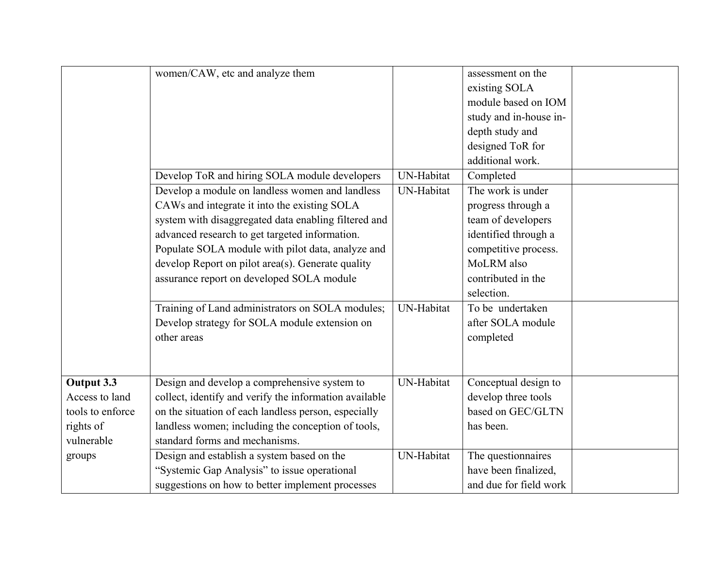| | | | | |
|---|---|---|---|---|
| | women/CAW, etc and analyze them | | assessment on the existing SOLA module based on IOM study and in-house in-depth study and designed ToR for additional work. | |
| | Develop ToR and hiring SOLA module developers | UN-Habitat | Completed | |
| | Develop a module on landless women and landless CAWs and integrate it into the existing SOLA system with disaggregated data enabling filtered and advanced research to get targeted information. Populate SOLA module with pilot data, analyze and develop Report on pilot area(s). Generate quality assurance report on developed SOLA module | UN-Habitat | The work is under progress through a team of developers identified through a competitive process. MoLRM also contributed in the selection. | |
| | Training of Land administrators on SOLA modules; Develop strategy for SOLA module extension on other areas | UN-Habitat | To be undertaken after SOLA module completed | |
| **Output 3.3** Access to land tools to enforce rights of vulnerable groups | Design and develop a comprehensive system to collect, identify and verify the information available on the situation of each landless person, especially landless women; including the conception of tools, standard forms and mechanisms. | UN-Habitat | Conceptual design to develop three tools based on GEC/GLTN has been. | |
| | Design and establish a system based on the "Systemic Gap Analysis" to issue operational suggestions on how to better implement processes | UN-Habitat | The questionnaires have been finalized, and due for field work | |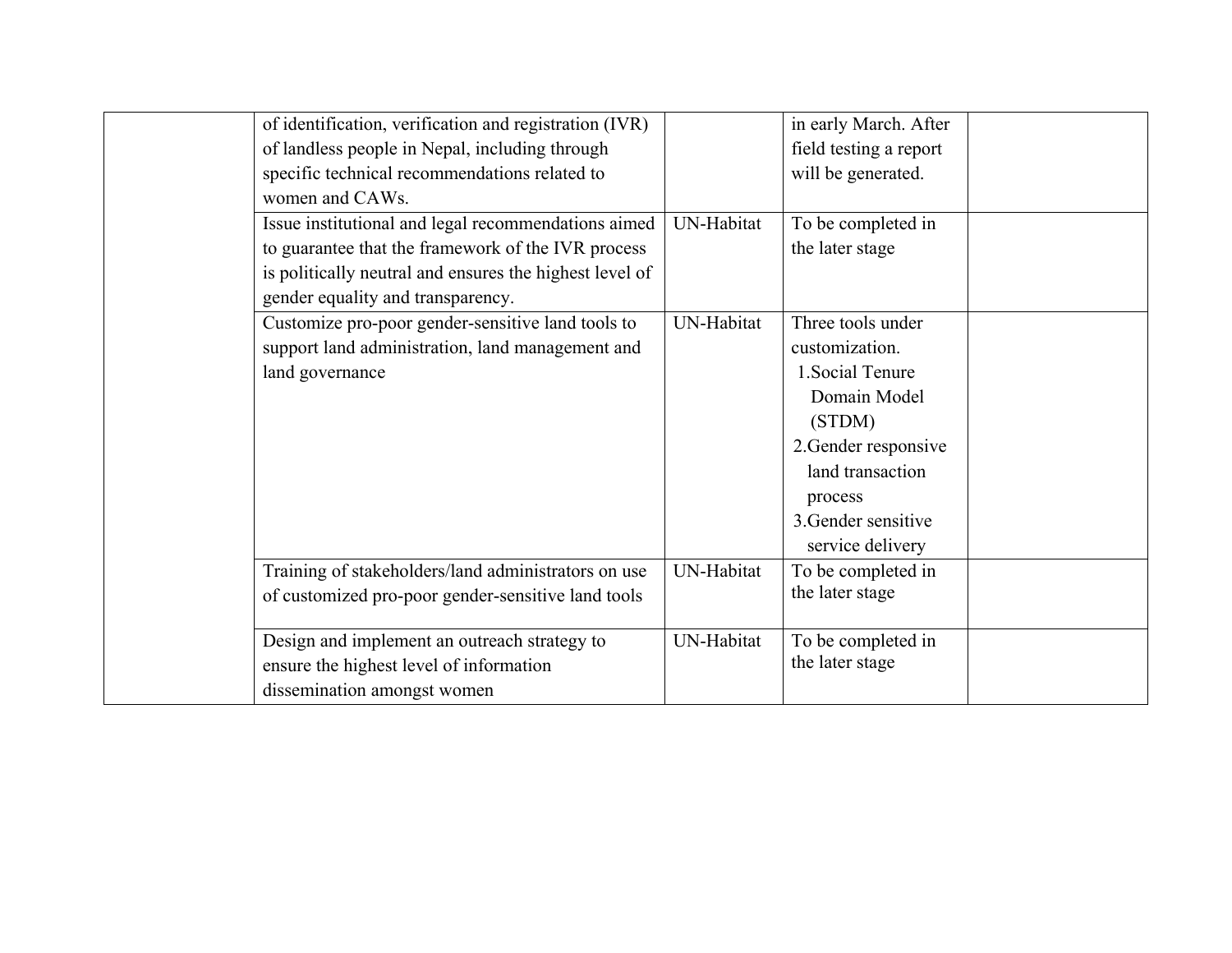| | | | | |
|---|---|---|---|---|
| | of identification, verification and registration (IVR) of landless people in Nepal, including through specific technical recommendations related to women and CAWs. | | in early March. After field testing a report will be generated. | |
| | Issue institutional and legal recommendations aimed to guarantee that the framework of the IVR process is politically neutral and ensures the highest level of gender equality and transparency. | UN-Habitat | To be completed in the later stage | |
| | Customize pro-poor gender-sensitive land tools to support land administration, land management and land governance | UN-Habitat | Three tools under customization. 1. Social Tenure Domain Model (STDM) 2. Gender responsive land transaction process 3. Gender sensitive service delivery | |
| | Training of stakeholders/land administrators on use of customized pro-poor gender-sensitive land tools | UN-Habitat | To be completed in the later stage | |
| | Design and implement an outreach strategy to ensure the highest level of information dissemination amongst women | UN-Habitat | To be completed in the later stage | |